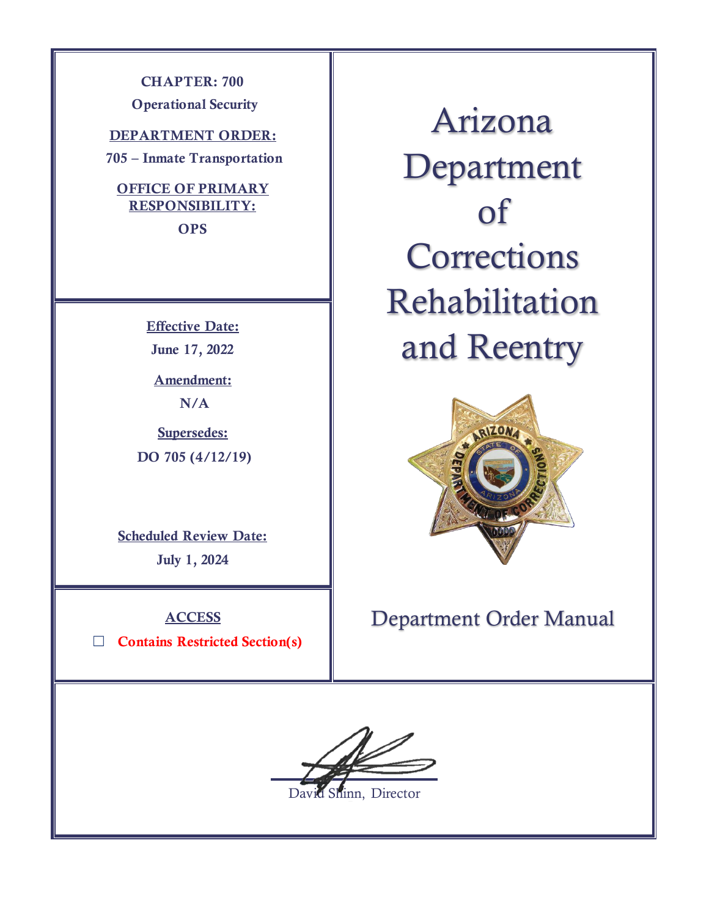**CHAPTER: 700**

**Operational Security**

**DEPARTMENT ORDER:**

**705 – Inmate Transportation**

**OFFICE OF PRIMARY RESPONSIBILITY:**

**OPS**

**Effective Date:**

**June 17, 2022**

**Amendment:**

**N/A**

**Supersedes:**

**DO 705 (4/12/19)**

**Scheduled Review Date:**

**July 1, 2024**

**ACCESS**

☐ **Contains Restricted Section(s)**

# Arizona Department of Corrections Rehabilitation and Reentry

## Department Order Manual

David Shinn, Director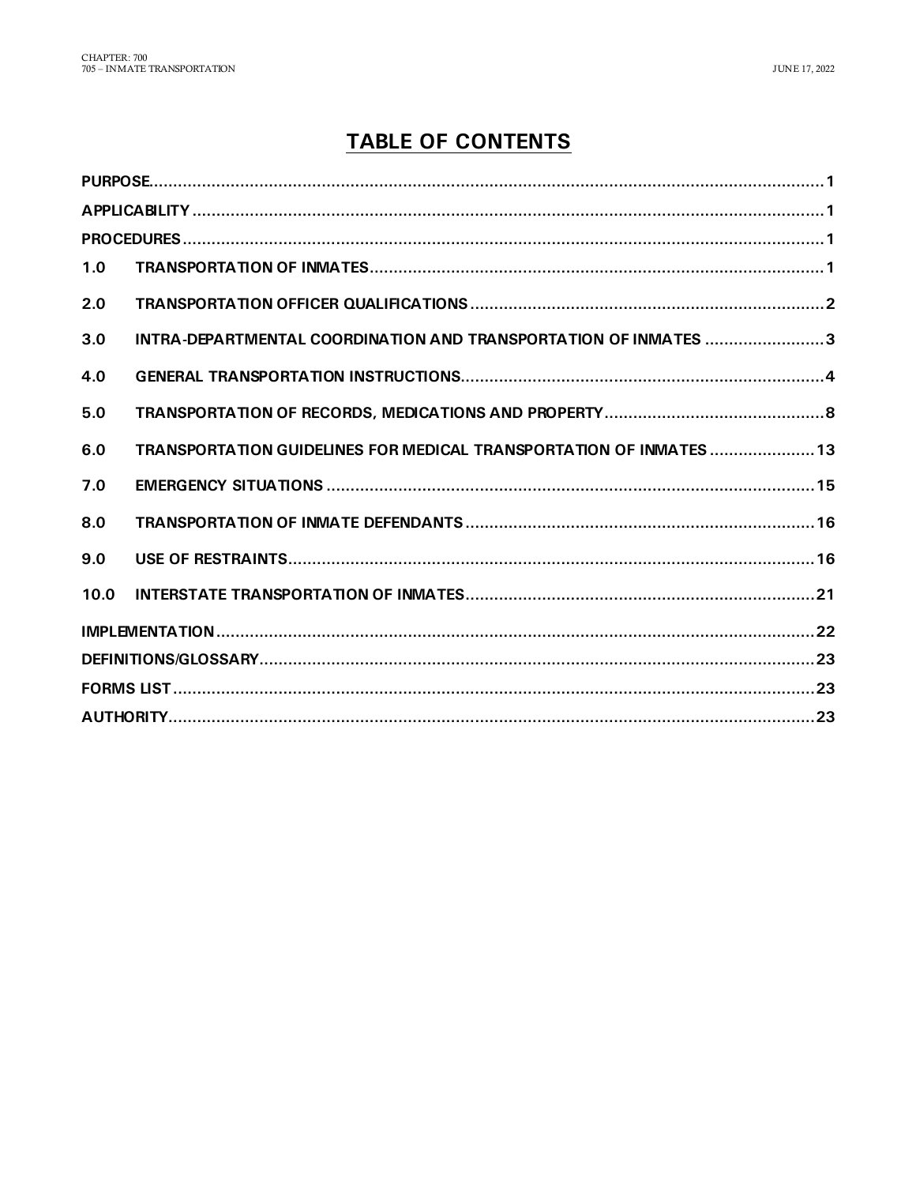# TABLE OF CONTENTS

| | | |
|---|---|---|
| **PURPOSE** | | **1** |
| **APPLICABILITY** | | **1** |
| **PROCEDURES** | | **1** |
| **1.0** | **TRANSPORTATION OF INMATES** | **1** |
| **2.0** | **TRANSPORTATION OFFICER QUALIFICATIONS** | **2** |
| **3.0** | **INTRA-DEPARTMENTAL COORDINATION AND TRANSPORTATION OF INMATES** | **3** |
| **4.0** | **GENERAL TRANSPORTATION INSTRUCTIONS** | **4** |
| **5.0** | **TRANSPORTATION OF RECORDS, MEDICATIONS AND PROPERTY** | **8** |
| **6.0** | **TRANSPORTATION GUIDELINES FOR MEDICAL TRANSPORTATION OF INMATES** | **13** |
| **7.0** | **EMERGENCY SITUATIONS** | **15** |
| **8.0** | **TRANSPORTATION OF INMATE DEFENDANTS** | **16** |
| **9.0** | **USE OF RESTRAINTS** | **16** |
| **10.0** | **INTERSTATE TRANSPORTATION OF INMATES** | **21** |
| **IMPLEMENTATION** | | **22** |
| **DEFINITIONS/GLOSSARY** | | **23** |
| **FORMS LIST** | | **23** |
| **AUTHORITY** | | **23** |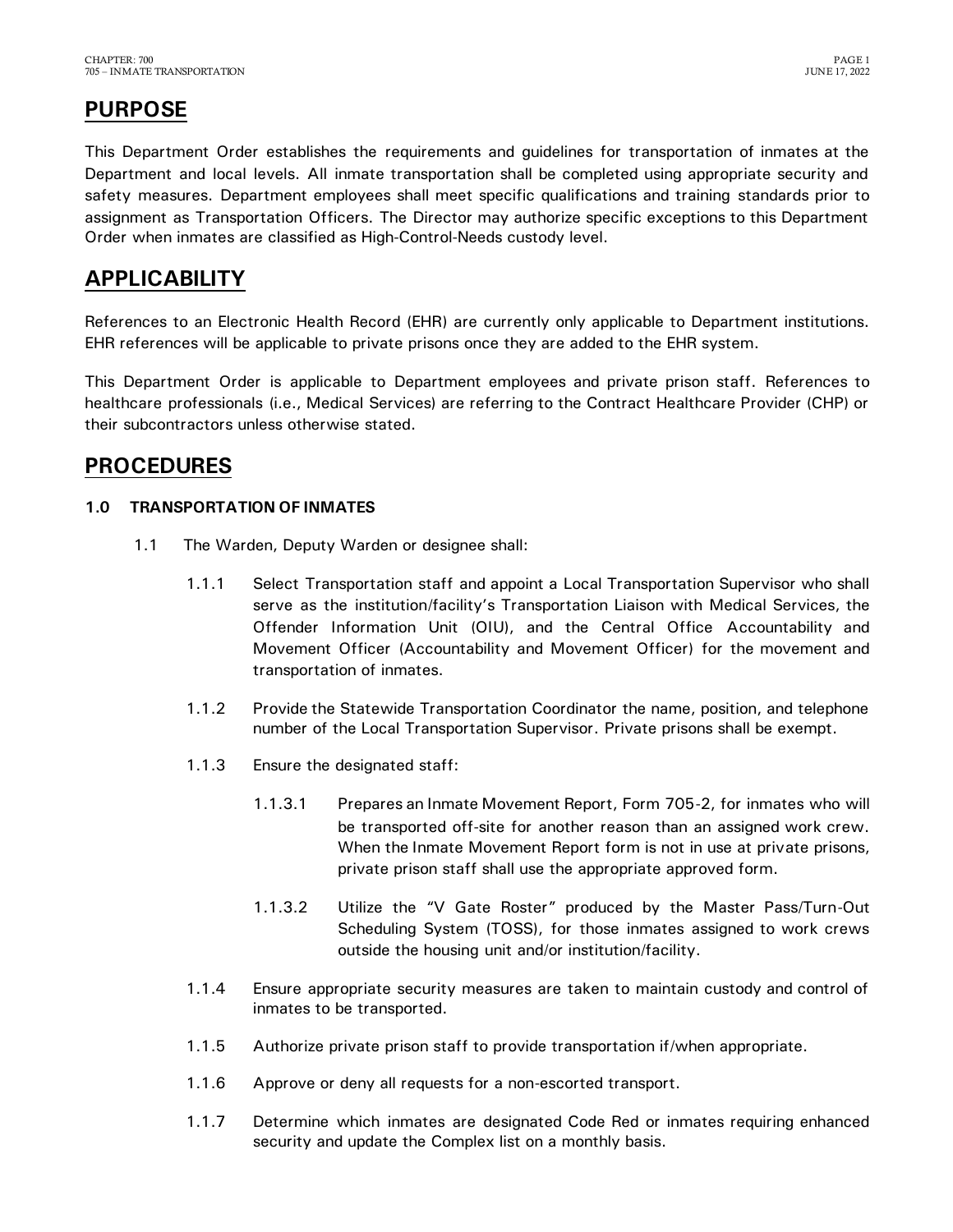## PURPOSE

This Department Order establishes the requirements and guidelines for transportation of inmates at the Department and local levels. All inmate transportation shall be completed using appropriate security and safety measures. Department employees shall meet specific qualifications and training standards prior to assignment as Transportation Officers. The Director may authorize specific exceptions to this Department Order when inmates are classified as High-Control-Needs custody level.

## APPLICABILITY

References to an Electronic Health Record (EHR) are currently only applicable to Department institutions. EHR references will be applicable to private prisons once they are added to the EHR system.

This Department Order is applicable to Department employees and private prison staff. References to healthcare professionals (i.e., Medical Services) are referring to the Contract Healthcare Provider (CHP) or their subcontractors unless otherwise stated.

## PROCEDURES

### 1.0 TRANSPORTATION OF INMATES

1.1 The Warden, Deputy Warden or designee shall:

1.1.1 Select Transportation staff and appoint a Local Transportation Supervisor who shall serve as the institution/facility's Transportation Liaison with Medical Services, the Offender Information Unit (OIU), and the Central Office Accountability and Movement Officer (Accountability and Movement Officer) for the movement and transportation of inmates.

1.1.2 Provide the Statewide Transportation Coordinator the name, position, and telephone number of the Local Transportation Supervisor. Private prisons shall be exempt.

1.1.3 Ensure the designated staff:

1.1.3.1 Prepares an Inmate Movement Report, Form 705-2, for inmates who will be transported off-site for another reason than an assigned work crew. When the Inmate Movement Report form is not in use at private prisons, private prison staff shall use the appropriate approved form.

1.1.3.2 Utilize the "V Gate Roster" produced by the Master Pass/Turn-Out Scheduling System (TOSS), for those inmates assigned to work crews outside the housing unit and/or institution/facility.

1.1.4 Ensure appropriate security measures are taken to maintain custody and control of inmates to be transported.

1.1.5 Authorize private prison staff to provide transportation if/when appropriate.

1.1.6 Approve or deny all requests for a non-escorted transport.

1.1.7 Determine which inmates are designated Code Red or inmates requiring enhanced security and update the Complex list on a monthly basis.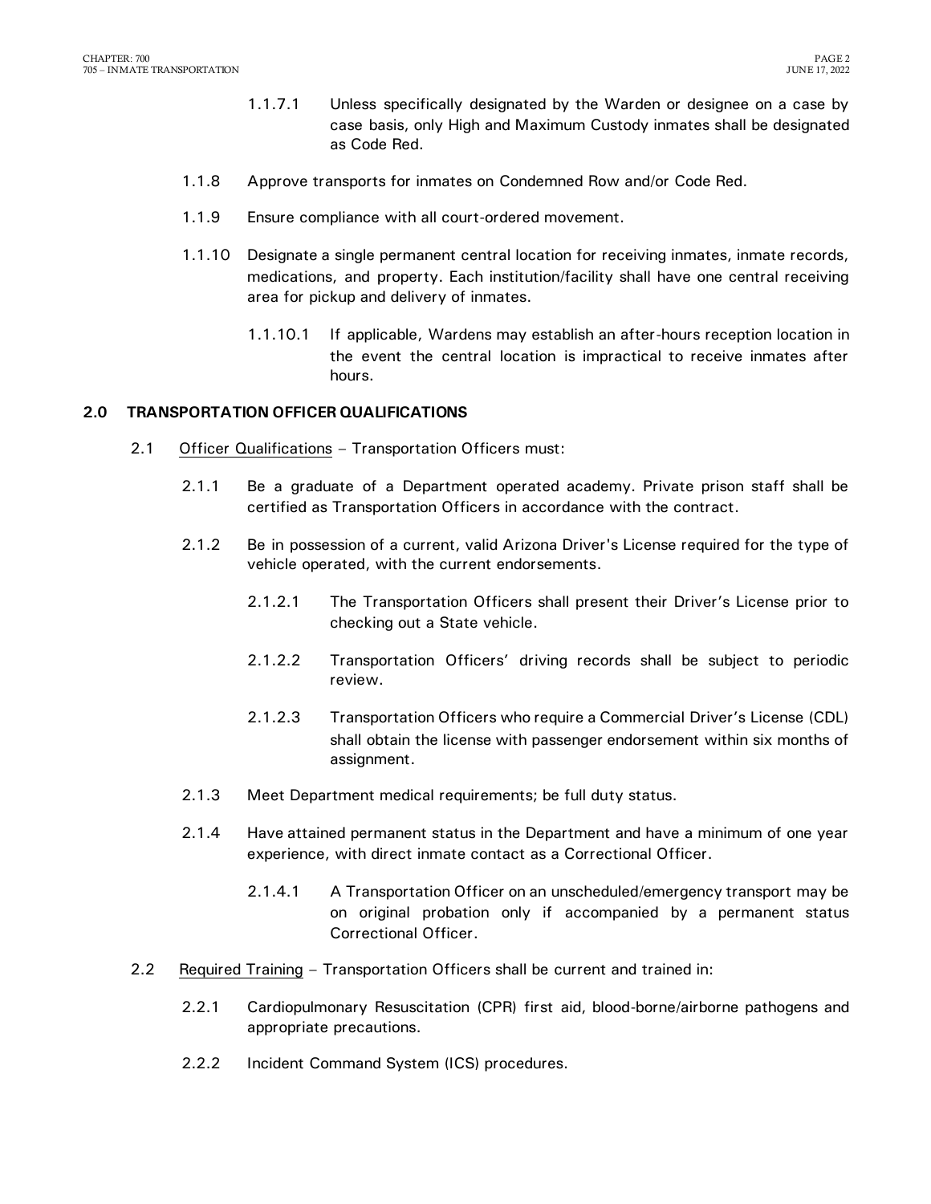1.1.7.1 Unless specifically designated by the Warden or designee on a case by case basis, only High and Maximum Custody inmates shall be designated as Code Red.

1.1.8 Approve transports for inmates on Condemned Row and/or Code Red.

1.1.9 Ensure compliance with all court-ordered movement.

1.1.10 Designate a single permanent central location for receiving inmates, inmate records, medications, and property. Each institution/facility shall have one central receiving area for pickup and delivery of inmates.

1.1.10.1 If applicable, Wardens may establish an after-hours reception location in the event the central location is impractical to receive inmates after hours.

## 2.0 TRANSPORTATION OFFICER QUALIFICATIONS

2.1 Officer Qualifications – Transportation Officers must:

2.1.1 Be a graduate of a Department operated academy. Private prison staff shall be certified as Transportation Officers in accordance with the contract.

2.1.2 Be in possession of a current, valid Arizona Driver's License required for the type of vehicle operated, with the current endorsements.

2.1.2.1 The Transportation Officers shall present their Driver's License prior to checking out a State vehicle.

2.1.2.2 Transportation Officers' driving records shall be subject to periodic review.

2.1.2.3 Transportation Officers who require a Commercial Driver's License (CDL) shall obtain the license with passenger endorsement within six months of assignment.

2.1.3 Meet Department medical requirements; be full duty status.

2.1.4 Have attained permanent status in the Department and have a minimum of one year experience, with direct inmate contact as a Correctional Officer.

2.1.4.1 A Transportation Officer on an unscheduled/emergency transport may be on original probation only if accompanied by a permanent status Correctional Officer.

2.2 Required Training – Transportation Officers shall be current and trained in:

2.2.1 Cardiopulmonary Resuscitation (CPR) first aid, blood-borne/airborne pathogens and appropriate precautions.

2.2.2 Incident Command System (ICS) procedures.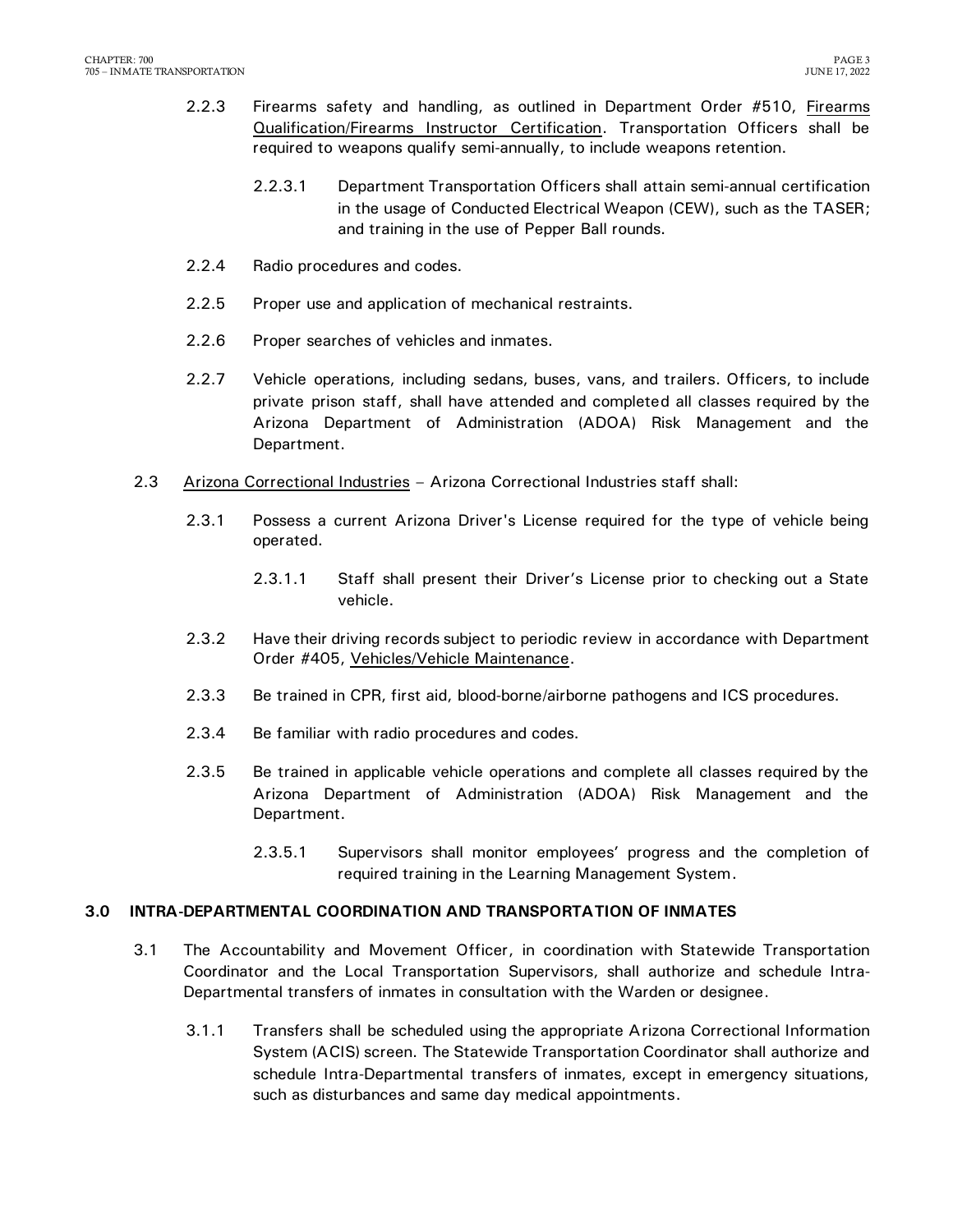2.2.3 Firearms safety and handling, as outlined in Department Order #510, Firearms Qualification/Firearms Instructor Certification. Transportation Officers shall be required to weapons qualify semi-annually, to include weapons retention.

2.2.3.1 Department Transportation Officers shall attain semi-annual certification in the usage of Conducted Electrical Weapon (CEW), such as the TASER; and training in the use of Pepper Ball rounds.

2.2.4 Radio procedures and codes.

2.2.5 Proper use and application of mechanical restraints.

2.2.6 Proper searches of vehicles and inmates.

2.2.7 Vehicle operations, including sedans, buses, vans, and trailers. Officers, to include private prison staff, shall have attended and completed all classes required by the Arizona Department of Administration (ADOA) Risk Management and the Department.

2.3 Arizona Correctional Industries – Arizona Correctional Industries staff shall:

2.3.1 Possess a current Arizona Driver's License required for the type of vehicle being operated.

2.3.1.1 Staff shall present their Driver's License prior to checking out a State vehicle.

2.3.2 Have their driving records subject to periodic review in accordance with Department Order #405, Vehicles/Vehicle Maintenance.

2.3.3 Be trained in CPR, first aid, blood-borne/airborne pathogens and ICS procedures.

2.3.4 Be familiar with radio procedures and codes.

2.3.5 Be trained in applicable vehicle operations and complete all classes required by the Arizona Department of Administration (ADOA) Risk Management and the Department.

2.3.5.1 Supervisors shall monitor employees' progress and the completion of required training in the Learning Management System.

## 3.0 INTRA-DEPARTMENTAL COORDINATION AND TRANSPORTATION OF INMATES

3.1 The Accountability and Movement Officer, in coordination with Statewide Transportation Coordinator and the Local Transportation Supervisors, shall authorize and schedule Intra-Departmental transfers of inmates in consultation with the Warden or designee.

3.1.1 Transfers shall be scheduled using the appropriate Arizona Correctional Information System (ACIS) screen. The Statewide Transportation Coordinator shall authorize and schedule Intra-Departmental transfers of inmates, except in emergency situations, such as disturbances and same day medical appointments.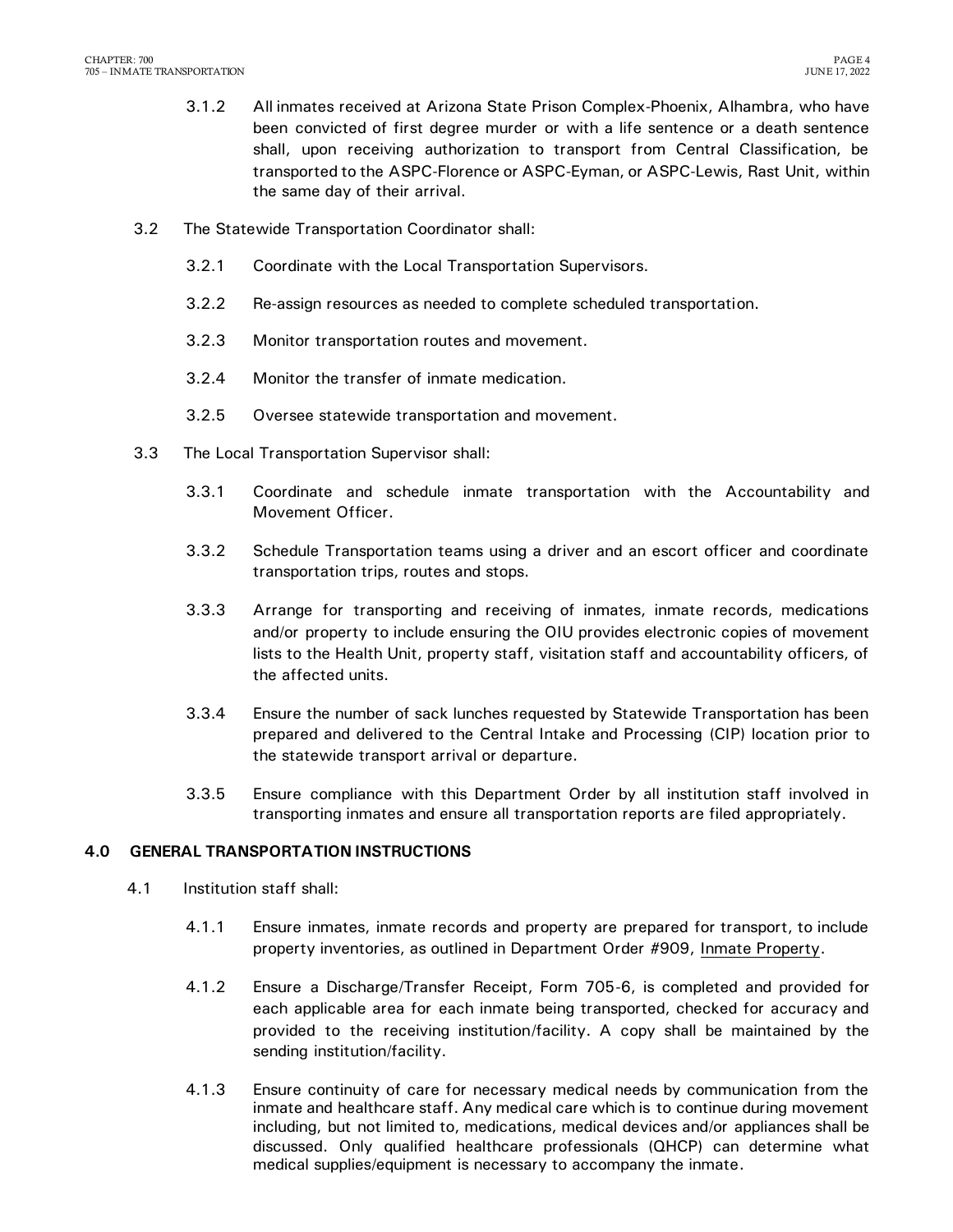3.1.2 All inmates received at Arizona State Prison Complex-Phoenix, Alhambra, who have been convicted of first degree murder or with a life sentence or a death sentence shall, upon receiving authorization to transport from Central Classification, be transported to the ASPC-Florence or ASPC-Eyman, or ASPC-Lewis, Rast Unit, within the same day of their arrival.

3.2 The Statewide Transportation Coordinator shall:

3.2.1 Coordinate with the Local Transportation Supervisors.

3.2.2 Re-assign resources as needed to complete scheduled transportation.

3.2.3 Monitor transportation routes and movement.

3.2.4 Monitor the transfer of inmate medication.

3.2.5 Oversee statewide transportation and movement.

3.3 The Local Transportation Supervisor shall:

3.3.1 Coordinate and schedule inmate transportation with the Accountability and Movement Officer.

3.3.2 Schedule Transportation teams using a driver and an escort officer and coordinate transportation trips, routes and stops.

3.3.3 Arrange for transporting and receiving of inmates, inmate records, medications and/or property to include ensuring the OIU provides electronic copies of movement lists to the Health Unit, property staff, visitation staff and accountability officers, of the affected units.

3.3.4 Ensure the number of sack lunches requested by Statewide Transportation has been prepared and delivered to the Central Intake and Processing (CIP) location prior to the statewide transport arrival or departure.

3.3.5 Ensure compliance with this Department Order by all institution staff involved in transporting inmates and ensure all transportation reports are filed appropriately.

## 4.0 GENERAL TRANSPORTATION INSTRUCTIONS

4.1 Institution staff shall:

4.1.1 Ensure inmates, inmate records and property are prepared for transport, to include property inventories, as outlined in Department Order #909, Inmate Property.

4.1.2 Ensure a Discharge/Transfer Receipt, Form 705-6, is completed and provided for each applicable area for each inmate being transported, checked for accuracy and provided to the receiving institution/facility. A copy shall be maintained by the sending institution/facility.

4.1.3 Ensure continuity of care for necessary medical needs by communication from the inmate and healthcare staff. Any medical care which is to continue during movement including, but not limited to, medications, medical devices and/or appliances shall be discussed. Only qualified healthcare professionals (QHCP) can determine what medical supplies/equipment is necessary to accompany the inmate.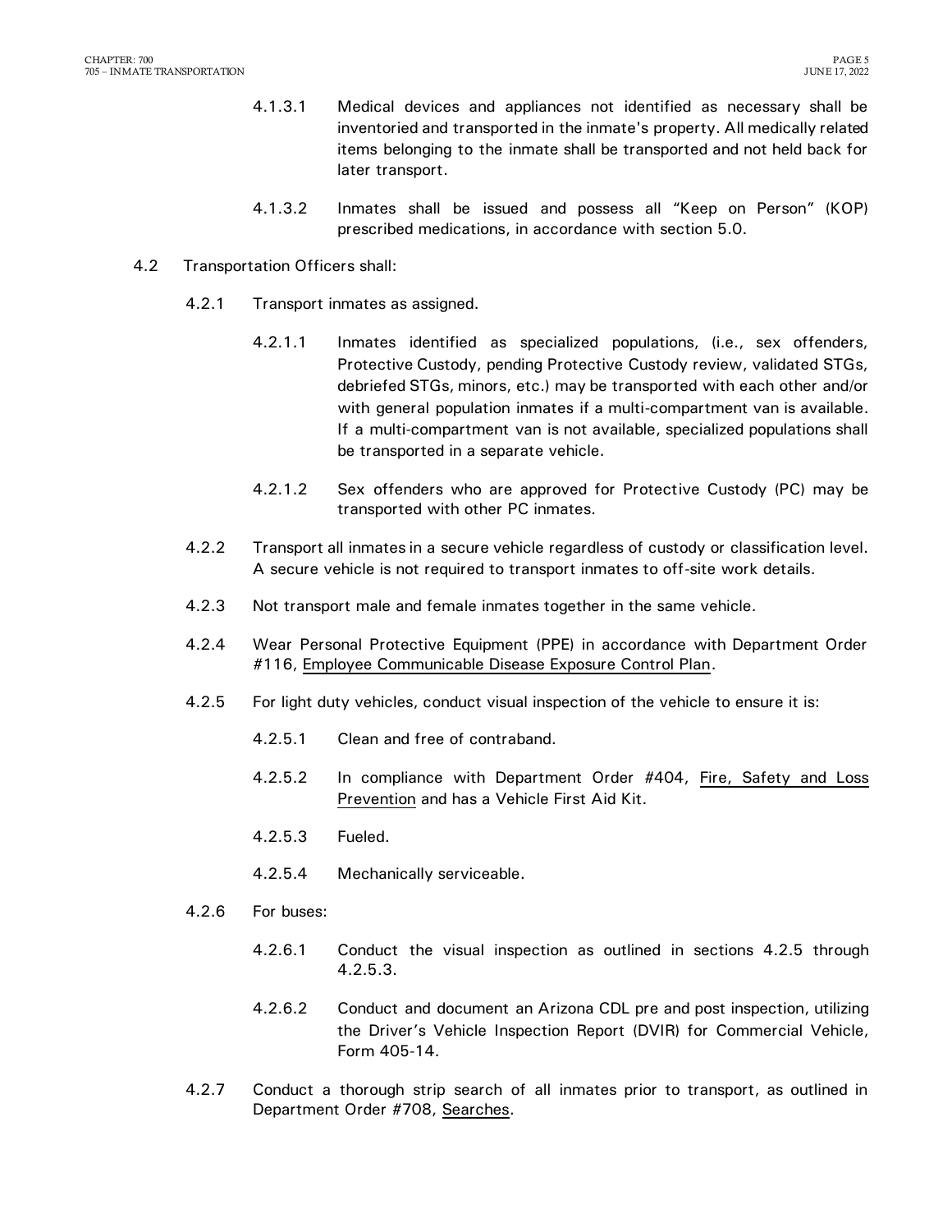4.1.3.1 Medical devices and appliances not identified as necessary shall be inventoried and transported in the inmate's property. All medically related items belonging to the inmate shall be transported and not held back for later transport.

4.1.3.2 Inmates shall be issued and possess all "Keep on Person" (KOP) prescribed medications, in accordance with section 5.0.

4.2 Transportation Officers shall:

4.2.1 Transport inmates as assigned.

4.2.1.1 Inmates identified as specialized populations, (i.e., sex offenders, Protective Custody, pending Protective Custody review, validated STGs, debriefed STGs, minors, etc.) may be transported with each other and/or with general population inmates if a multi-compartment van is available. If a multi-compartment van is not available, specialized populations shall be transported in a separate vehicle.

4.2.1.2 Sex offenders who are approved for Protective Custody (PC) may be transported with other PC inmates.

4.2.2 Transport all inmates in a secure vehicle regardless of custody or classification level. A secure vehicle is not required to transport inmates to off-site work details.

4.2.3 Not transport male and female inmates together in the same vehicle.

4.2.4 Wear Personal Protective Equipment (PPE) in accordance with Department Order #116, Employee Communicable Disease Exposure Control Plan.

4.2.5 For light duty vehicles, conduct visual inspection of the vehicle to ensure it is:

4.2.5.1 Clean and free of contraband.

4.2.5.2 In compliance with Department Order #404, Fire, Safety and Loss Prevention and has a Vehicle First Aid Kit.

4.2.5.3 Fueled.

4.2.5.4 Mechanically serviceable.

4.2.6 For buses:

4.2.6.1 Conduct the visual inspection as outlined in sections 4.2.5 through 4.2.5.3.

4.2.6.2 Conduct and document an Arizona CDL pre and post inspection, utilizing the Driver's Vehicle Inspection Report (DVIR) for Commercial Vehicle, Form 405-14.

4.2.7 Conduct a thorough strip search of all inmates prior to transport, as outlined in Department Order #708, Searches.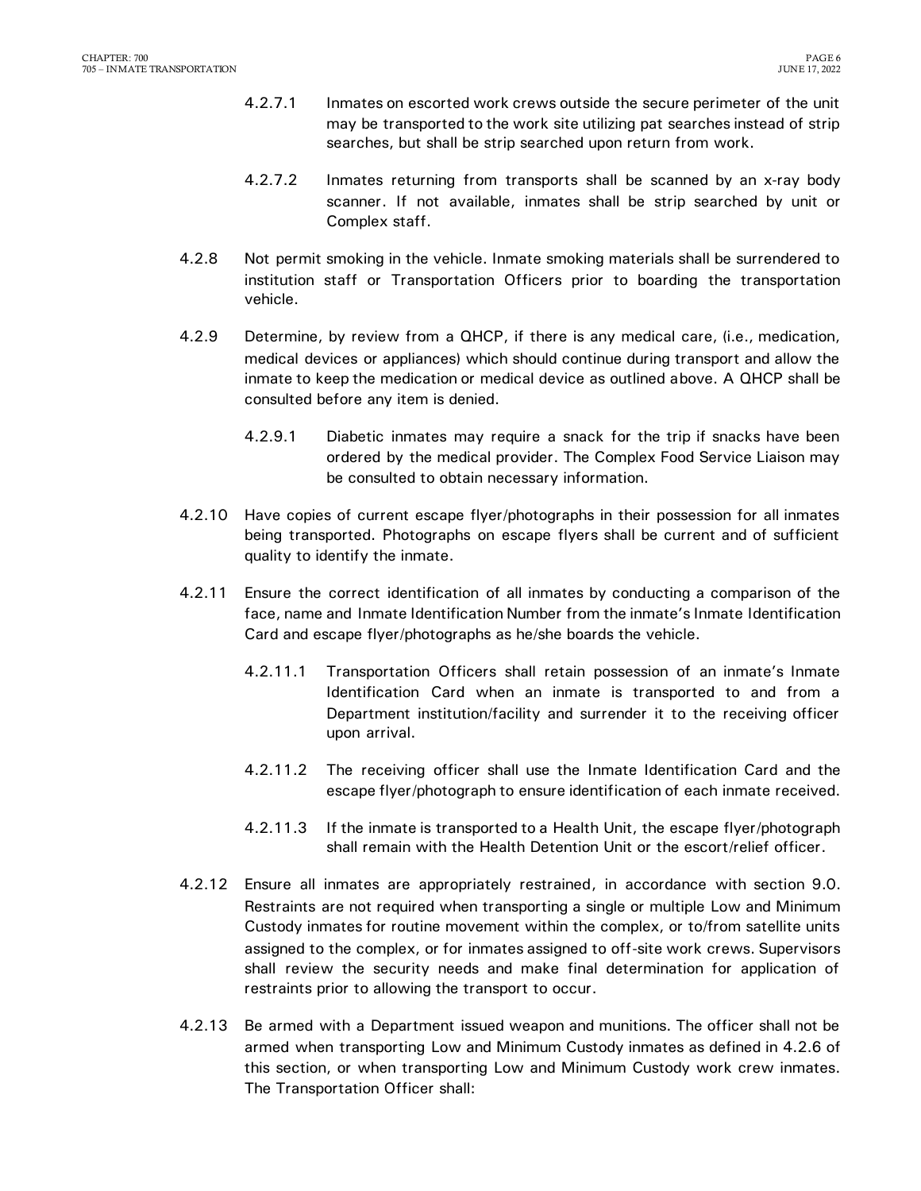4.2.7.1 Inmates on escorted work crews outside the secure perimeter of the unit may be transported to the work site utilizing pat searches instead of strip searches, but shall be strip searched upon return from work.

4.2.7.2 Inmates returning from transports shall be scanned by an x-ray body scanner. If not available, inmates shall be strip searched by unit or Complex staff.

4.2.8 Not permit smoking in the vehicle. Inmate smoking materials shall be surrendered to institution staff or Transportation Officers prior to boarding the transportation vehicle.

4.2.9 Determine, by review from a QHCP, if there is any medical care, (i.e., medication, medical devices or appliances) which should continue during transport and allow the inmate to keep the medication or medical device as outlined above. A QHCP shall be consulted before any item is denied.

4.2.9.1 Diabetic inmates may require a snack for the trip if snacks have been ordered by the medical provider. The Complex Food Service Liaison may be consulted to obtain necessary information.

4.2.10 Have copies of current escape flyer/photographs in their possession for all inmates being transported. Photographs on escape flyers shall be current and of sufficient quality to identify the inmate.

4.2.11 Ensure the correct identification of all inmates by conducting a comparison of the face, name and Inmate Identification Number from the inmate's Inmate Identification Card and escape flyer/photographs as he/she boards the vehicle.

4.2.11.1 Transportation Officers shall retain possession of an inmate's Inmate Identification Card when an inmate is transported to and from a Department institution/facility and surrender it to the receiving officer upon arrival.

4.2.11.2 The receiving officer shall use the Inmate Identification Card and the escape flyer/photograph to ensure identification of each inmate received.

4.2.11.3 If the inmate is transported to a Health Unit, the escape flyer/photograph shall remain with the Health Detention Unit or the escort/relief officer.

4.2.12 Ensure all inmates are appropriately restrained, in accordance with section 9.0. Restraints are not required when transporting a single or multiple Low and Minimum Custody inmates for routine movement within the complex, or to/from satellite units assigned to the complex, or for inmates assigned to off-site work crews. Supervisors shall review the security needs and make final determination for application of restraints prior to allowing the transport to occur.

4.2.13 Be armed with a Department issued weapon and munitions. The officer shall not be armed when transporting Low and Minimum Custody inmates as defined in 4.2.6 of this section, or when transporting Low and Minimum Custody work crew inmates. The Transportation Officer shall: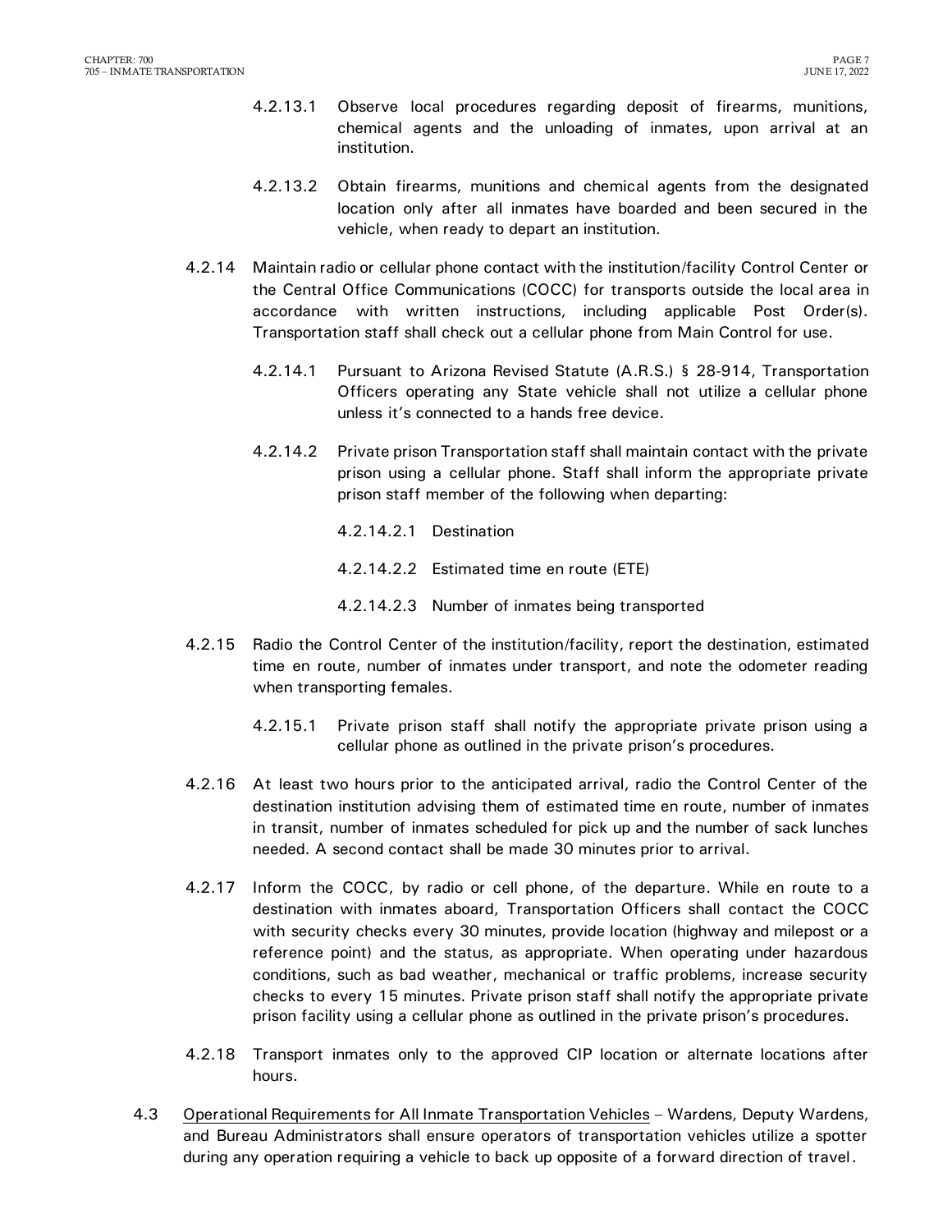4.2.13.1 Observe local procedures regarding deposit of firearms, munitions, chemical agents and the unloading of inmates, upon arrival at an institution.

4.2.13.2 Obtain firearms, munitions and chemical agents from the designated location only after all inmates have boarded and been secured in the vehicle, when ready to depart an institution.

4.2.14 Maintain radio or cellular phone contact with the institution/facility Control Center or the Central Office Communications (COCC) for transports outside the local area in accordance with written instructions, including applicable Post Order(s). Transportation staff shall check out a cellular phone from Main Control for use.

4.2.14.1 Pursuant to Arizona Revised Statute (A.R.S.) § 28-914, Transportation Officers operating any State vehicle shall not utilize a cellular phone unless it's connected to a hands free device.

4.2.14.2 Private prison Transportation staff shall maintain contact with the private prison using a cellular phone. Staff shall inform the appropriate private prison staff member of the following when departing:

4.2.14.2.1 Destination

4.2.14.2.2 Estimated time en route (ETE)

4.2.14.2.3 Number of inmates being transported

4.2.15 Radio the Control Center of the institution/facility, report the destination, estimated time en route, number of inmates under transport, and note the odometer reading when transporting females.

4.2.15.1 Private prison staff shall notify the appropriate private prison using a cellular phone as outlined in the private prison's procedures.

4.2.16 At least two hours prior to the anticipated arrival, radio the Control Center of the destination institution advising them of estimated time en route, number of inmates in transit, number of inmates scheduled for pick up and the number of sack lunches needed. A second contact shall be made 30 minutes prior to arrival.

4.2.17 Inform the COCC, by radio or cell phone, of the departure. While en route to a destination with inmates aboard, Transportation Officers shall contact the COCC with security checks every 30 minutes, provide location (highway and milepost or a reference point) and the status, as appropriate. When operating under hazardous conditions, such as bad weather, mechanical or traffic problems, increase security checks to every 15 minutes. Private prison staff shall notify the appropriate private prison facility using a cellular phone as outlined in the private prison's procedures.

4.2.18 Transport inmates only to the approved CIP location or alternate locations after hours.

4.3 Operational Requirements for All Inmate Transportation Vehicles – Wardens, Deputy Wardens, and Bureau Administrators shall ensure operators of transportation vehicles utilize a spotter during any operation requiring a vehicle to back up opposite of a forward direction of travel.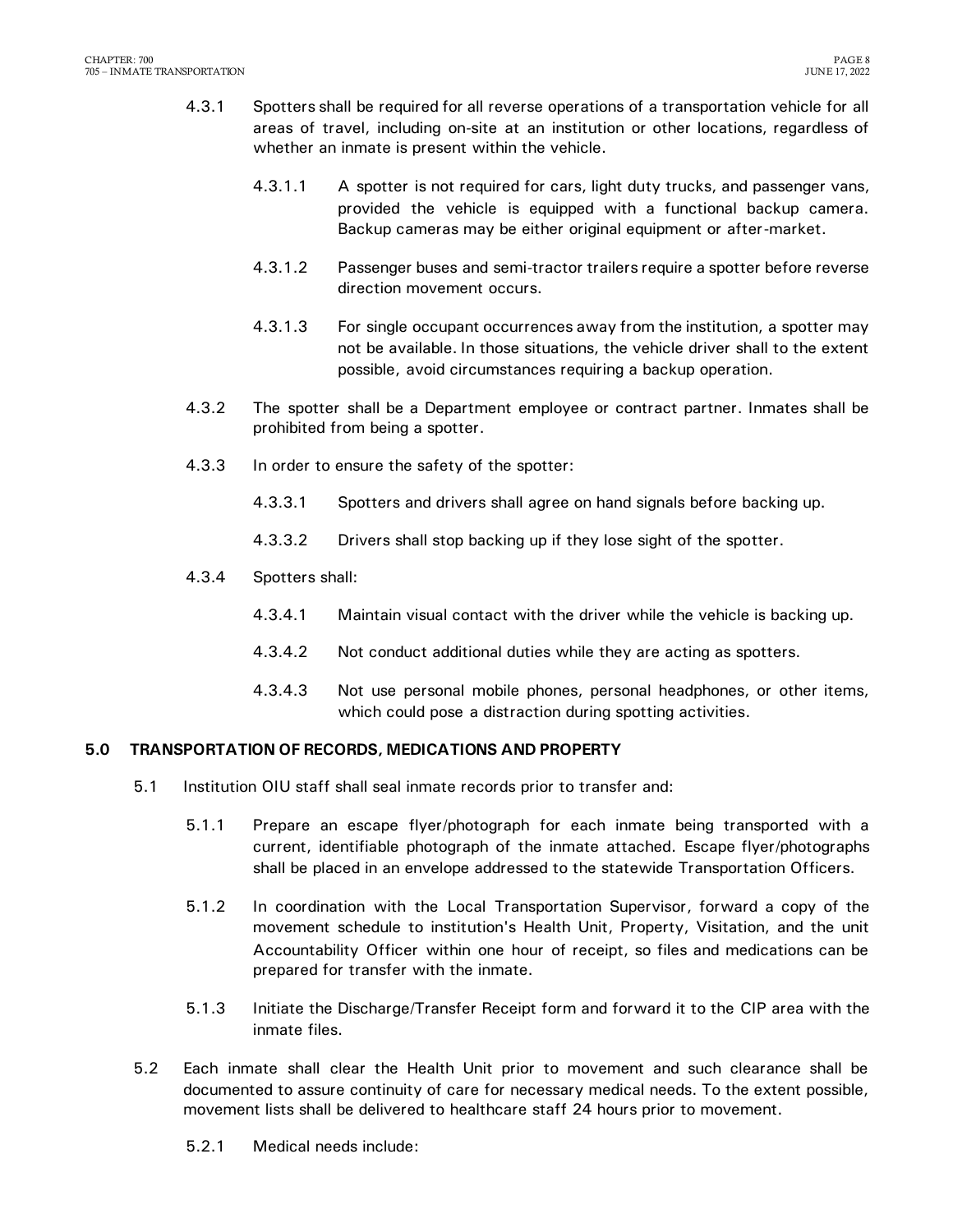4.3.1 Spotters shall be required for all reverse operations of a transportation vehicle for all areas of travel, including on-site at an institution or other locations, regardless of whether an inmate is present within the vehicle.

4.3.1.1 A spotter is not required for cars, light duty trucks, and passenger vans, provided the vehicle is equipped with a functional backup camera. Backup cameras may be either original equipment or after-market.

4.3.1.2 Passenger buses and semi-tractor trailers require a spotter before reverse direction movement occurs.

4.3.1.3 For single occupant occurrences away from the institution, a spotter may not be available. In those situations, the vehicle driver shall to the extent possible, avoid circumstances requiring a backup operation.

4.3.2 The spotter shall be a Department employee or contract partner. Inmates shall be prohibited from being a spotter.

4.3.3 In order to ensure the safety of the spotter:

4.3.3.1 Spotters and drivers shall agree on hand signals before backing up.

4.3.3.2 Drivers shall stop backing up if they lose sight of the spotter.

4.3.4 Spotters shall:

4.3.4.1 Maintain visual contact with the driver while the vehicle is backing up.

4.3.4.2 Not conduct additional duties while they are acting as spotters.

4.3.4.3 Not use personal mobile phones, personal headphones, or other items, which could pose a distraction during spotting activities.

## 5.0 TRANSPORTATION OF RECORDS, MEDICATIONS AND PROPERTY

5.1 Institution OIU staff shall seal inmate records prior to transfer and:

5.1.1 Prepare an escape flyer/photograph for each inmate being transported with a current, identifiable photograph of the inmate attached. Escape flyer/photographs shall be placed in an envelope addressed to the statewide Transportation Officers.

5.1.2 In coordination with the Local Transportation Supervisor, forward a copy of the movement schedule to institution's Health Unit, Property, Visitation, and the unit Accountability Officer within one hour of receipt, so files and medications can be prepared for transfer with the inmate.

5.1.3 Initiate the Discharge/Transfer Receipt form and forward it to the CIP area with the inmate files.

5.2 Each inmate shall clear the Health Unit prior to movement and such clearance shall be documented to assure continuity of care for necessary medical needs. To the extent possible, movement lists shall be delivered to healthcare staff 24 hours prior to movement.

5.2.1 Medical needs include: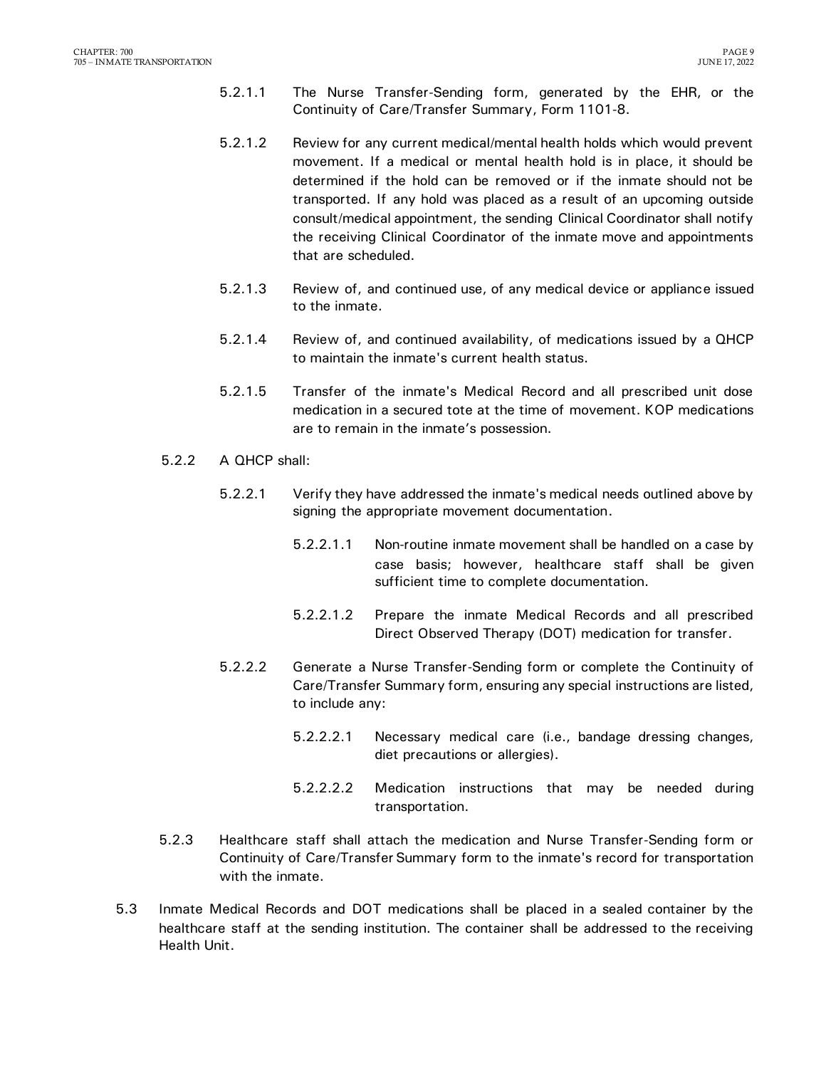5.2.1.1 The Nurse Transfer-Sending form, generated by the EHR, or the Continuity of Care/Transfer Summary, Form 1101-8.

5.2.1.2 Review for any current medical/mental health holds which would prevent movement. If a medical or mental health hold is in place, it should be determined if the hold can be removed or if the inmate should not be transported. If any hold was placed as a result of an upcoming outside consult/medical appointment, the sending Clinical Coordinator shall notify the receiving Clinical Coordinator of the inmate move and appointments that are scheduled.

5.2.1.3 Review of, and continued use, of any medical device or appliance issued to the inmate.

5.2.1.4 Review of, and continued availability, of medications issued by a QHCP to maintain the inmate's current health status.

5.2.1.5 Transfer of the inmate's Medical Record and all prescribed unit dose medication in a secured tote at the time of movement. KOP medications are to remain in the inmate's possession.

5.2.2 A QHCP shall:

5.2.2.1 Verify they have addressed the inmate's medical needs outlined above by signing the appropriate movement documentation.

5.2.2.1.1 Non-routine inmate movement shall be handled on a case by case basis; however, healthcare staff shall be given sufficient time to complete documentation.

5.2.2.1.2 Prepare the inmate Medical Records and all prescribed Direct Observed Therapy (DOT) medication for transfer.

5.2.2.2 Generate a Nurse Transfer-Sending form or complete the Continuity of Care/Transfer Summary form, ensuring any special instructions are listed, to include any:

5.2.2.2.1 Necessary medical care (i.e., bandage dressing changes, diet precautions or allergies).

5.2.2.2.2 Medication instructions that may be needed during transportation.

5.2.3 Healthcare staff shall attach the medication and Nurse Transfer-Sending form or Continuity of Care/Transfer Summary form to the inmate's record for transportation with the inmate.

5.3 Inmate Medical Records and DOT medications shall be placed in a sealed container by the healthcare staff at the sending institution. The container shall be addressed to the receiving Health Unit.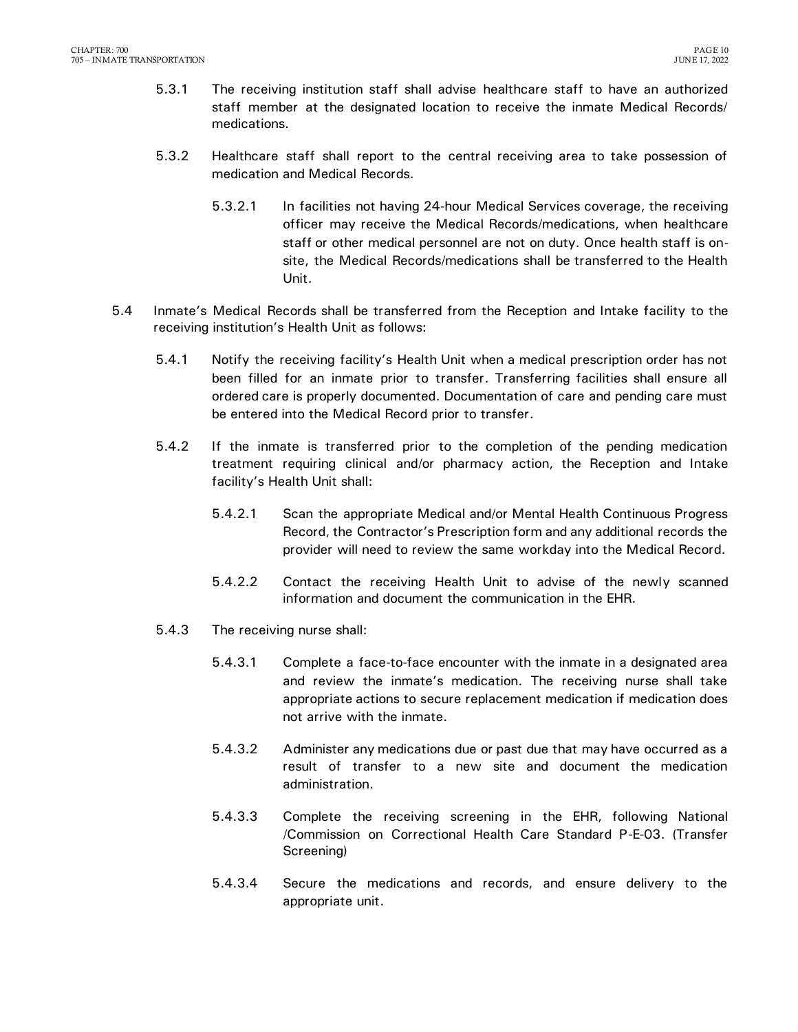5.3.1 The receiving institution staff shall advise healthcare staff to have an authorized staff member at the designated location to receive the inmate Medical Records/ medications.

5.3.2 Healthcare staff shall report to the central receiving area to take possession of medication and Medical Records.

5.3.2.1 In facilities not having 24-hour Medical Services coverage, the receiving officer may receive the Medical Records/medications, when healthcare staff or other medical personnel are not on duty. Once health staff is on-site, the Medical Records/medications shall be transferred to the Health Unit.

5.4 Inmate's Medical Records shall be transferred from the Reception and Intake facility to the receiving institution's Health Unit as follows:

5.4.1 Notify the receiving facility's Health Unit when a medical prescription order has not been filled for an inmate prior to transfer. Transferring facilities shall ensure all ordered care is properly documented. Documentation of care and pending care must be entered into the Medical Record prior to transfer.

5.4.2 If the inmate is transferred prior to the completion of the pending medication treatment requiring clinical and/or pharmacy action, the Reception and Intake facility's Health Unit shall:

5.4.2.1 Scan the appropriate Medical and/or Mental Health Continuous Progress Record, the Contractor's Prescription form and any additional records the provider will need to review the same workday into the Medical Record.

5.4.2.2 Contact the receiving Health Unit to advise of the newly scanned information and document the communication in the EHR.

5.4.3 The receiving nurse shall:

5.4.3.1 Complete a face-to-face encounter with the inmate in a designated area and review the inmate's medication. The receiving nurse shall take appropriate actions to secure replacement medication if medication does not arrive with the inmate.

5.4.3.2 Administer any medications due or past due that may have occurred as a result of transfer to a new site and document the medication administration.

5.4.3.3 Complete the receiving screening in the EHR, following National /Commission on Correctional Health Care Standard P-E-03. (Transfer Screening)

5.4.3.4 Secure the medications and records, and ensure delivery to the appropriate unit.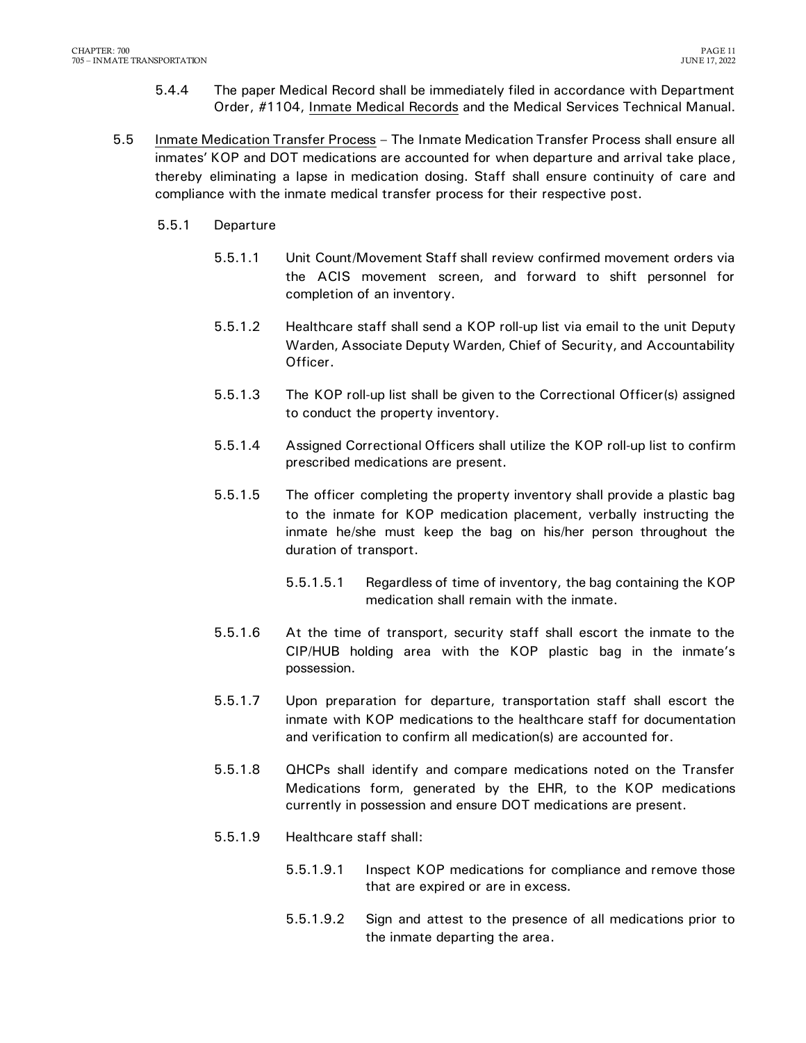5.4.4 The paper Medical Record shall be immediately filed in accordance with Department Order, #1104, Inmate Medical Records and the Medical Services Technical Manual.

5.5 Inmate Medication Transfer Process – The Inmate Medication Transfer Process shall ensure all inmates' KOP and DOT medications are accounted for when departure and arrival take place, thereby eliminating a lapse in medication dosing. Staff shall ensure continuity of care and compliance with the inmate medical transfer process for their respective post.

5.5.1 Departure

5.5.1.1 Unit Count/Movement Staff shall review confirmed movement orders via the ACIS movement screen, and forward to shift personnel for completion of an inventory.

5.5.1.2 Healthcare staff shall send a KOP roll-up list via email to the unit Deputy Warden, Associate Deputy Warden, Chief of Security, and Accountability Officer.

5.5.1.3 The KOP roll-up list shall be given to the Correctional Officer(s) assigned to conduct the property inventory.

5.5.1.4 Assigned Correctional Officers shall utilize the KOP roll-up list to confirm prescribed medications are present.

5.5.1.5 The officer completing the property inventory shall provide a plastic bag to the inmate for KOP medication placement, verbally instructing the inmate he/she must keep the bag on his/her person throughout the duration of transport.

5.5.1.5.1 Regardless of time of inventory, the bag containing the KOP medication shall remain with the inmate.

5.5.1.6 At the time of transport, security staff shall escort the inmate to the CIP/HUB holding area with the KOP plastic bag in the inmate's possession.

5.5.1.7 Upon preparation for departure, transportation staff shall escort the inmate with KOP medications to the healthcare staff for documentation and verification to confirm all medication(s) are accounted for.

5.5.1.8 QHCPs shall identify and compare medications noted on the Transfer Medications form, generated by the EHR, to the KOP medications currently in possession and ensure DOT medications are present.

5.5.1.9 Healthcare staff shall:

5.5.1.9.1 Inspect KOP medications for compliance and remove those that are expired or are in excess.

5.5.1.9.2 Sign and attest to the presence of all medications prior to the inmate departing the area.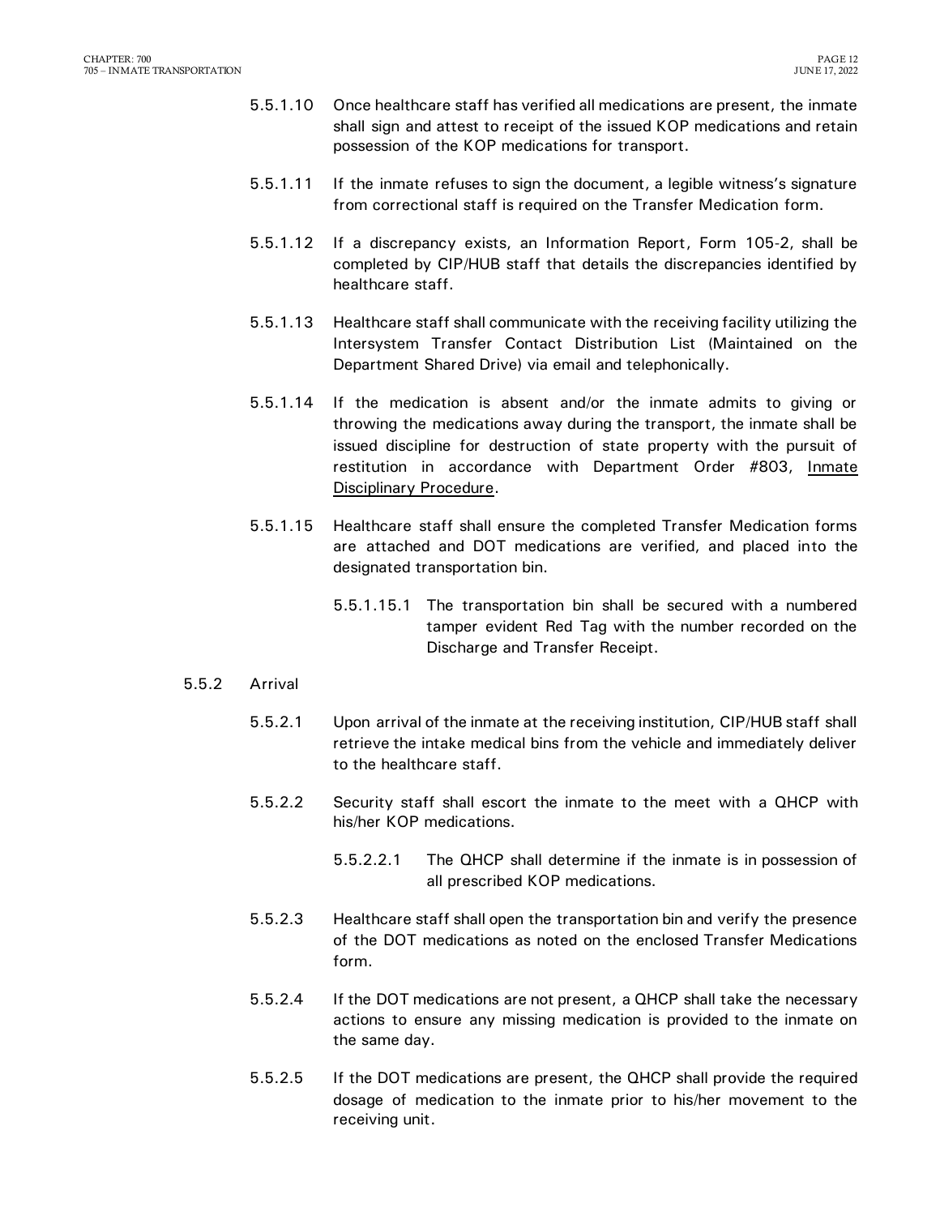5.5.1.10 Once healthcare staff has verified all medications are present, the inmate shall sign and attest to receipt of the issued KOP medications and retain possession of the KOP medications for transport.

5.5.1.11 If the inmate refuses to sign the document, a legible witness's signature from correctional staff is required on the Transfer Medication form.

5.5.1.12 If a discrepancy exists, an Information Report, Form 105-2, shall be completed by CIP/HUB staff that details the discrepancies identified by healthcare staff.

5.5.1.13 Healthcare staff shall communicate with the receiving facility utilizing the Intersystem Transfer Contact Distribution List (Maintained on the Department Shared Drive) via email and telephonically.

5.5.1.14 If the medication is absent and/or the inmate admits to giving or throwing the medications away during the transport, the inmate shall be issued discipline for destruction of state property with the pursuit of restitution in accordance with Department Order #803, Inmate Disciplinary Procedure.

5.5.1.15 Healthcare staff shall ensure the completed Transfer Medication forms are attached and DOT medications are verified, and placed into the designated transportation bin.

5.5.1.15.1 The transportation bin shall be secured with a numbered tamper evident Red Tag with the number recorded on the Discharge and Transfer Receipt.

5.5.2 Arrival

5.5.2.1 Upon arrival of the inmate at the receiving institution, CIP/HUB staff shall retrieve the intake medical bins from the vehicle and immediately deliver to the healthcare staff.

5.5.2.2 Security staff shall escort the inmate to the meet with a QHCP with his/her KOP medications.

5.5.2.2.1 The QHCP shall determine if the inmate is in possession of all prescribed KOP medications.

5.5.2.3 Healthcare staff shall open the transportation bin and verify the presence of the DOT medications as noted on the enclosed Transfer Medications form.

5.5.2.4 If the DOT medications are not present, a QHCP shall take the necessary actions to ensure any missing medication is provided to the inmate on the same day.

5.5.2.5 If the DOT medications are present, the QHCP shall provide the required dosage of medication to the inmate prior to his/her movement to the receiving unit.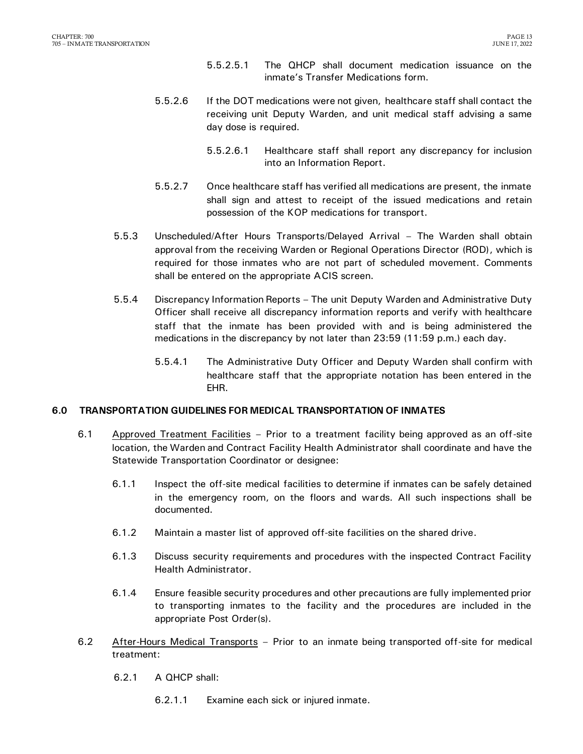5.5.2.5.1 The QHCP shall document medication issuance on the inmate's Transfer Medications form.

5.5.2.6 If the DOT medications were not given, healthcare staff shall contact the receiving unit Deputy Warden, and unit medical staff advising a same day dose is required.

5.5.2.6.1 Healthcare staff shall report any discrepancy for inclusion into an Information Report.

5.5.2.7 Once healthcare staff has verified all medications are present, the inmate shall sign and attest to receipt of the issued medications and retain possession of the KOP medications for transport.

5.5.3 Unscheduled/After Hours Transports/Delayed Arrival – The Warden shall obtain approval from the receiving Warden or Regional Operations Director (ROD), which is required for those inmates who are not part of scheduled movement. Comments shall be entered on the appropriate ACIS screen.

5.5.4 Discrepancy Information Reports – The unit Deputy Warden and Administrative Duty Officer shall receive all discrepancy information reports and verify with healthcare staff that the inmate has been provided with and is being administered the medications in the discrepancy by not later than 23:59 (11:59 p.m.) each day.

5.5.4.1 The Administrative Duty Officer and Deputy Warden shall confirm with healthcare staff that the appropriate notation has been entered in the EHR.

## 6.0 TRANSPORTATION GUIDELINES FOR MEDICAL TRANSPORTATION OF INMATES

6.1 Approved Treatment Facilities – Prior to a treatment facility being approved as an off-site location, the Warden and Contract Facility Health Administrator shall coordinate and have the Statewide Transportation Coordinator or designee:

6.1.1 Inspect the off-site medical facilities to determine if inmates can be safely detained in the emergency room, on the floors and wards. All such inspections shall be documented.

6.1.2 Maintain a master list of approved off-site facilities on the shared drive.

6.1.3 Discuss security requirements and procedures with the inspected Contract Facility Health Administrator.

6.1.4 Ensure feasible security procedures and other precautions are fully implemented prior to transporting inmates to the facility and the procedures are included in the appropriate Post Order(s).

6.2 After-Hours Medical Transports – Prior to an inmate being transported off-site for medical treatment:

6.2.1 A QHCP shall:

6.2.1.1 Examine each sick or injured inmate.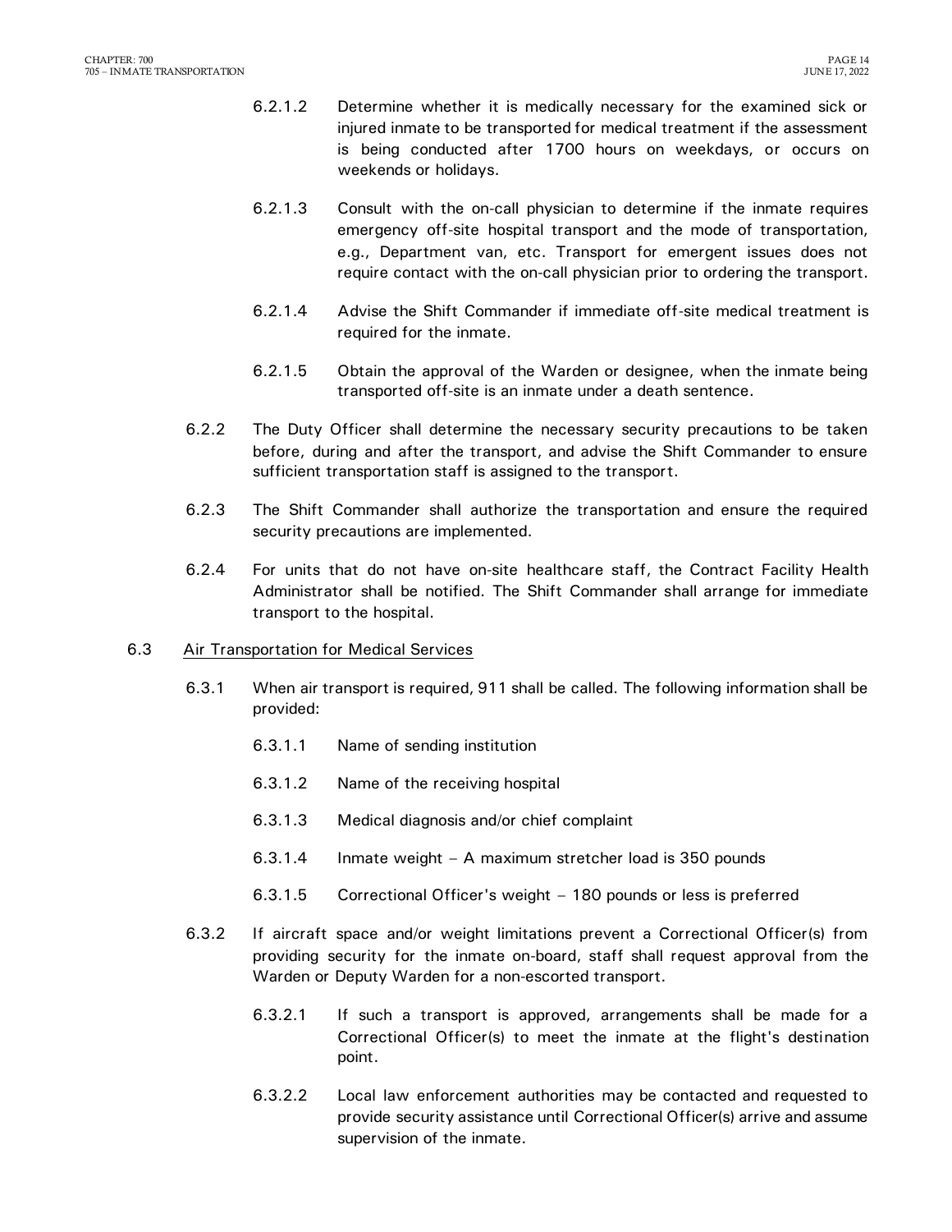6.2.1.2 Determine whether it is medically necessary for the examined sick or injured inmate to be transported for medical treatment if the assessment is being conducted after 1700 hours on weekdays, or occurs on weekends or holidays.

6.2.1.3 Consult with the on-call physician to determine if the inmate requires emergency off-site hospital transport and the mode of transportation, e.g., Department van, etc. Transport for emergent issues does not require contact with the on-call physician prior to ordering the transport.

6.2.1.4 Advise the Shift Commander if immediate off-site medical treatment is required for the inmate.

6.2.1.5 Obtain the approval of the Warden or designee, when the inmate being transported off-site is an inmate under a death sentence.

6.2.2 The Duty Officer shall determine the necessary security precautions to be taken before, during and after the transport, and advise the Shift Commander to ensure sufficient transportation staff is assigned to the transport.

6.2.3 The Shift Commander shall authorize the transportation and ensure the required security precautions are implemented.

6.2.4 For units that do not have on-site healthcare staff, the Contract Facility Health Administrator shall be notified. The Shift Commander shall arrange for immediate transport to the hospital.

6.3 Air Transportation for Medical Services

6.3.1 When air transport is required, 911 shall be called. The following information shall be provided:

6.3.1.1 Name of sending institution

6.3.1.2 Name of the receiving hospital

6.3.1.3 Medical diagnosis and/or chief complaint

6.3.1.4 Inmate weight – A maximum stretcher load is 350 pounds

6.3.1.5 Correctional Officer's weight – 180 pounds or less is preferred

6.3.2 If aircraft space and/or weight limitations prevent a Correctional Officer(s) from providing security for the inmate on-board, staff shall request approval from the Warden or Deputy Warden for a non-escorted transport.

6.3.2.1 If such a transport is approved, arrangements shall be made for a Correctional Officer(s) to meet the inmate at the flight's destination point.

6.3.2.2 Local law enforcement authorities may be contacted and requested to provide security assistance until Correctional Officer(s) arrive and assume supervision of the inmate.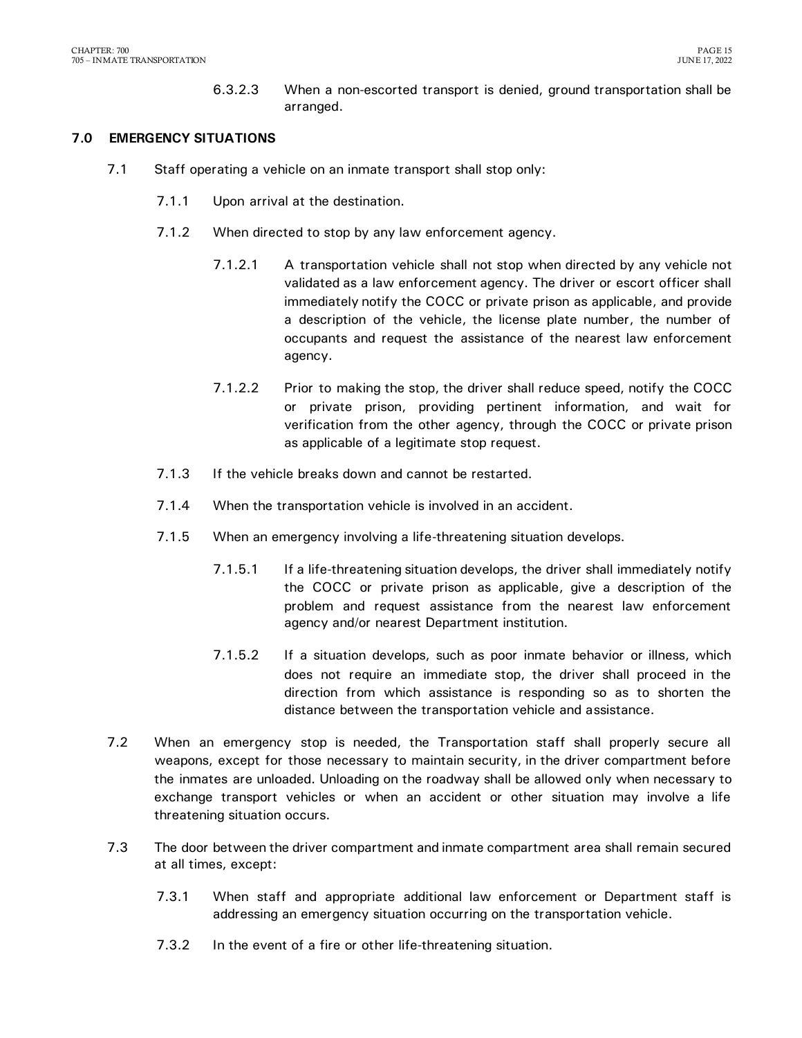6.3.2.3 When a non-escorted transport is denied, ground transportation shall be arranged.

## 7.0 EMERGENCY SITUATIONS

7.1 Staff operating a vehicle on an inmate transport shall stop only:

7.1.1 Upon arrival at the destination.

7.1.2 When directed to stop by any law enforcement agency.

7.1.2.1 A transportation vehicle shall not stop when directed by any vehicle not validated as a law enforcement agency. The driver or escort officer shall immediately notify the COCC or private prison as applicable, and provide a description of the vehicle, the license plate number, the number of occupants and request the assistance of the nearest law enforcement agency.

7.1.2.2 Prior to making the stop, the driver shall reduce speed, notify the COCC or private prison, providing pertinent information, and wait for verification from the other agency, through the COCC or private prison as applicable of a legitimate stop request.

7.1.3 If the vehicle breaks down and cannot be restarted.

7.1.4 When the transportation vehicle is involved in an accident.

7.1.5 When an emergency involving a life-threatening situation develops.

7.1.5.1 If a life-threatening situation develops, the driver shall immediately notify the COCC or private prison as applicable, give a description of the problem and request assistance from the nearest law enforcement agency and/or nearest Department institution.

7.1.5.2 If a situation develops, such as poor inmate behavior or illness, which does not require an immediate stop, the driver shall proceed in the direction from which assistance is responding so as to shorten the distance between the transportation vehicle and assistance.

7.2 When an emergency stop is needed, the Transportation staff shall properly secure all weapons, except for those necessary to maintain security, in the driver compartment before the inmates are unloaded. Unloading on the roadway shall be allowed only when necessary to exchange transport vehicles or when an accident or other situation may involve a life threatening situation occurs.

7.3 The door between the driver compartment and inmate compartment area shall remain secured at all times, except:

7.3.1 When staff and appropriate additional law enforcement or Department staff is addressing an emergency situation occurring on the transportation vehicle.

7.3.2 In the event of a fire or other life-threatening situation.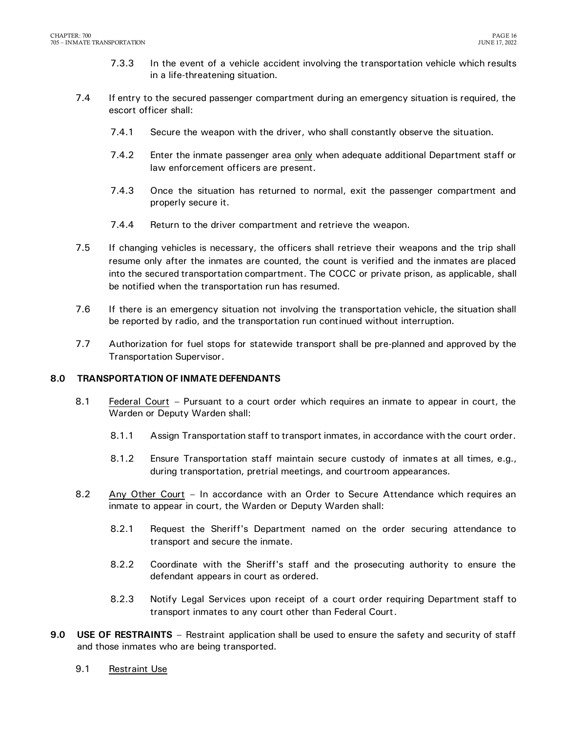7.3.3 In the event of a vehicle accident involving the transportation vehicle which results in a life-threatening situation.

7.4 If entry to the secured passenger compartment during an emergency situation is required, the escort officer shall:

7.4.1 Secure the weapon with the driver, who shall constantly observe the situation.

7.4.2 Enter the inmate passenger area <u>only</u> when adequate additional Department staff or law enforcement officers are present.

7.4.3 Once the situation has returned to normal, exit the passenger compartment and properly secure it.

7.4.4 Return to the driver compartment and retrieve the weapon.

7.5 If changing vehicles is necessary, the officers shall retrieve their weapons and the trip shall resume only after the inmates are counted, the count is verified and the inmates are placed into the secured transportation compartment. The COCC or private prison, as applicable, shall be notified when the transportation run has resumed.

7.6 If there is an emergency situation not involving the transportation vehicle, the situation shall be reported by radio, and the transportation run continued without interruption.

7.7 Authorization for fuel stops for statewide transport shall be pre-planned and approved by the Transportation Supervisor.

## 8.0 TRANSPORTATION OF INMATE DEFENDANTS

8.1 <u>Federal Court</u> – Pursuant to a court order which requires an inmate to appear in court, the Warden or Deputy Warden shall:

8.1.1 Assign Transportation staff to transport inmates, in accordance with the court order.

8.1.2 Ensure Transportation staff maintain secure custody of inmates at all times, e.g., during transportation, pretrial meetings, and courtroom appearances.

8.2 <u>Any Other Court</u> – In accordance with an Order to Secure Attendance which requires an inmate to appear in court, the Warden or Deputy Warden shall:

8.2.1 Request the Sheriff's Department named on the order securing attendance to transport and secure the inmate.

8.2.2 Coordinate with the Sheriff's staff and the prosecuting authority to ensure the defendant appears in court as ordered.

8.2.3 Notify Legal Services upon receipt of a court order requiring Department staff to transport inmates to any court other than Federal Court.

## 9.0 USE OF RESTRAINTS

**9.0 USE OF RESTRAINTS** – Restraint application shall be used to ensure the safety and security of staff and those inmates who are being transported.

9.1 <u>Restraint Use</u>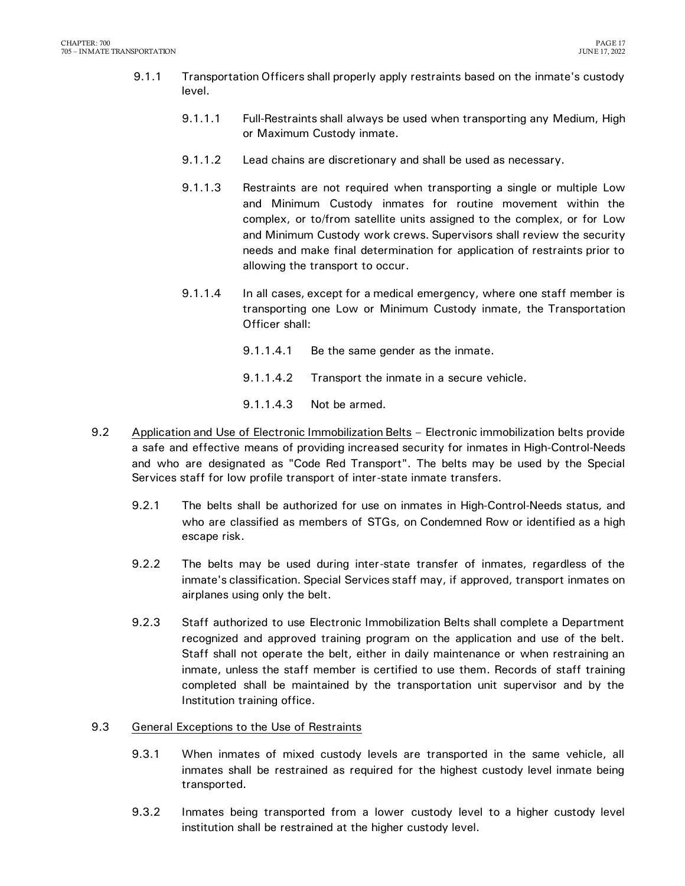9.1.1 Transportation Officers shall properly apply restraints based on the inmate's custody level.

9.1.1.1 Full-Restraints shall always be used when transporting any Medium, High or Maximum Custody inmate.

9.1.1.2 Lead chains are discretionary and shall be used as necessary.

9.1.1.3 Restraints are not required when transporting a single or multiple Low and Minimum Custody inmates for routine movement within the complex, or to/from satellite units assigned to the complex, or for Low and Minimum Custody work crews. Supervisors shall review the security needs and make final determination for application of restraints prior to allowing the transport to occur.

9.1.1.4 In all cases, except for a medical emergency, where one staff member is transporting one Low or Minimum Custody inmate, the Transportation Officer shall:

9.1.1.4.1 Be the same gender as the inmate.

9.1.1.4.2 Transport the inmate in a secure vehicle.

9.1.1.4.3 Not be armed.

9.2 Application and Use of Electronic Immobilization Belts – Electronic immobilization belts provide a safe and effective means of providing increased security for inmates in High-Control-Needs and who are designated as "Code Red Transport". The belts may be used by the Special Services staff for low profile transport of inter-state inmate transfers.

9.2.1 The belts shall be authorized for use on inmates in High-Control-Needs status, and who are classified as members of STGs, on Condemned Row or identified as a high escape risk.

9.2.2 The belts may be used during inter-state transfer of inmates, regardless of the inmate's classification. Special Services staff may, if approved, transport inmates on airplanes using only the belt.

9.2.3 Staff authorized to use Electronic Immobilization Belts shall complete a Department recognized and approved training program on the application and use of the belt. Staff shall not operate the belt, either in daily maintenance or when restraining an inmate, unless the staff member is certified to use them. Records of staff training completed shall be maintained by the transportation unit supervisor and by the Institution training office.

9.3 General Exceptions to the Use of Restraints

9.3.1 When inmates of mixed custody levels are transported in the same vehicle, all inmates shall be restrained as required for the highest custody level inmate being transported.

9.3.2 Inmates being transported from a lower custody level to a higher custody level institution shall be restrained at the higher custody level.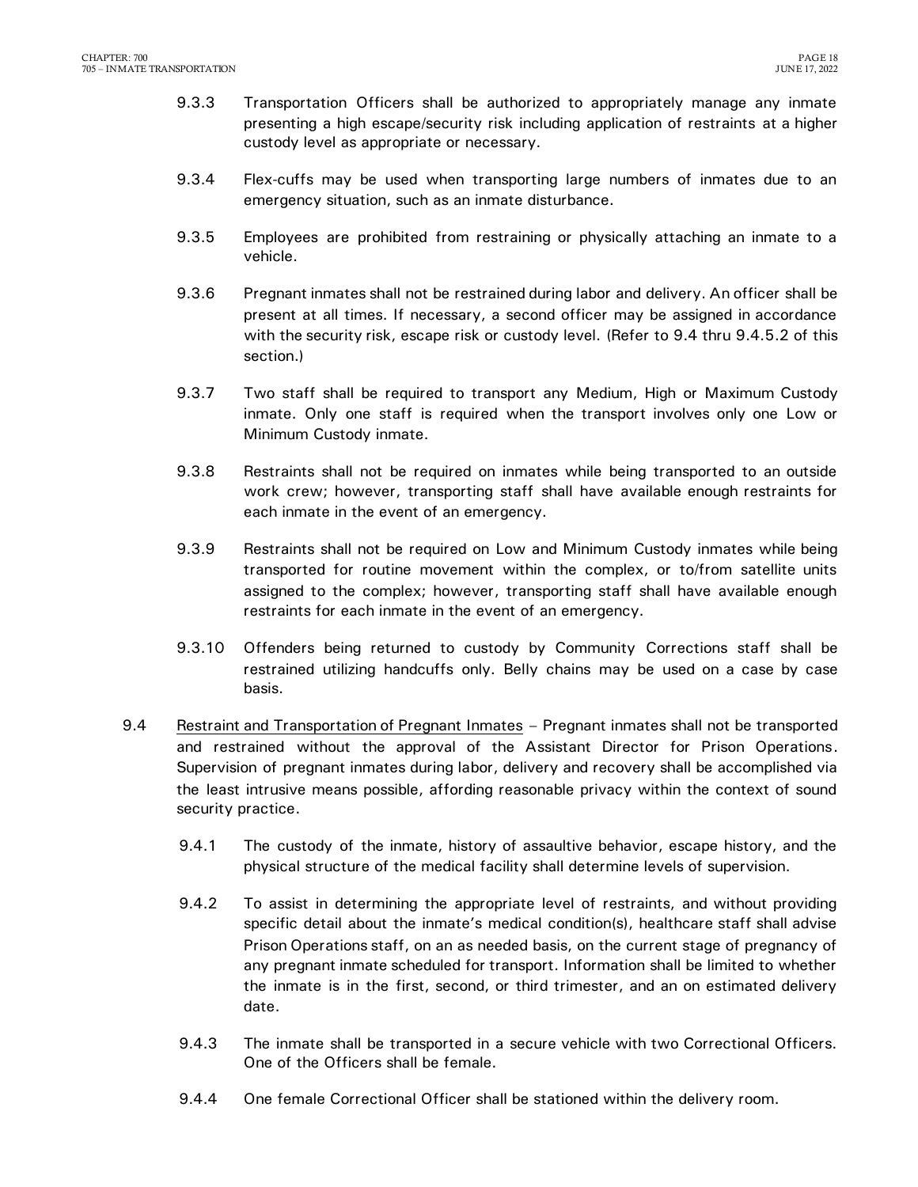9.3.3 Transportation Officers shall be authorized to appropriately manage any inmate presenting a high escape/security risk including application of restraints at a higher custody level as appropriate or necessary.

9.3.4 Flex-cuffs may be used when transporting large numbers of inmates due to an emergency situation, such as an inmate disturbance.

9.3.5 Employees are prohibited from restraining or physically attaching an inmate to a vehicle.

9.3.6 Pregnant inmates shall not be restrained during labor and delivery. An officer shall be present at all times. If necessary, a second officer may be assigned in accordance with the security risk, escape risk or custody level. (Refer to 9.4 thru 9.4.5.2 of this section.)

9.3.7 Two staff shall be required to transport any Medium, High or Maximum Custody inmate. Only one staff is required when the transport involves only one Low or Minimum Custody inmate.

9.3.8 Restraints shall not be required on inmates while being transported to an outside work crew; however, transporting staff shall have available enough restraints for each inmate in the event of an emergency.

9.3.9 Restraints shall not be required on Low and Minimum Custody inmates while being transported for routine movement within the complex, or to/from satellite units assigned to the complex; however, transporting staff shall have available enough restraints for each inmate in the event of an emergency.

9.3.10 Offenders being returned to custody by Community Corrections staff shall be restrained utilizing handcuffs only. Belly chains may be used on a case by case basis.

9.4 Restraint and Transportation of Pregnant Inmates – Pregnant inmates shall not be transported and restrained without the approval of the Assistant Director for Prison Operations. Supervision of pregnant inmates during labor, delivery and recovery shall be accomplished via the least intrusive means possible, affording reasonable privacy within the context of sound security practice.

9.4.1 The custody of the inmate, history of assaultive behavior, escape history, and the physical structure of the medical facility shall determine levels of supervision.

9.4.2 To assist in determining the appropriate level of restraints, and without providing specific detail about the inmate's medical condition(s), healthcare staff shall advise Prison Operations staff, on an as needed basis, on the current stage of pregnancy of any pregnant inmate scheduled for transport. Information shall be limited to whether the inmate is in the first, second, or third trimester, and an on estimated delivery date.

9.4.3 The inmate shall be transported in a secure vehicle with two Correctional Officers. One of the Officers shall be female.

9.4.4 One female Correctional Officer shall be stationed within the delivery room.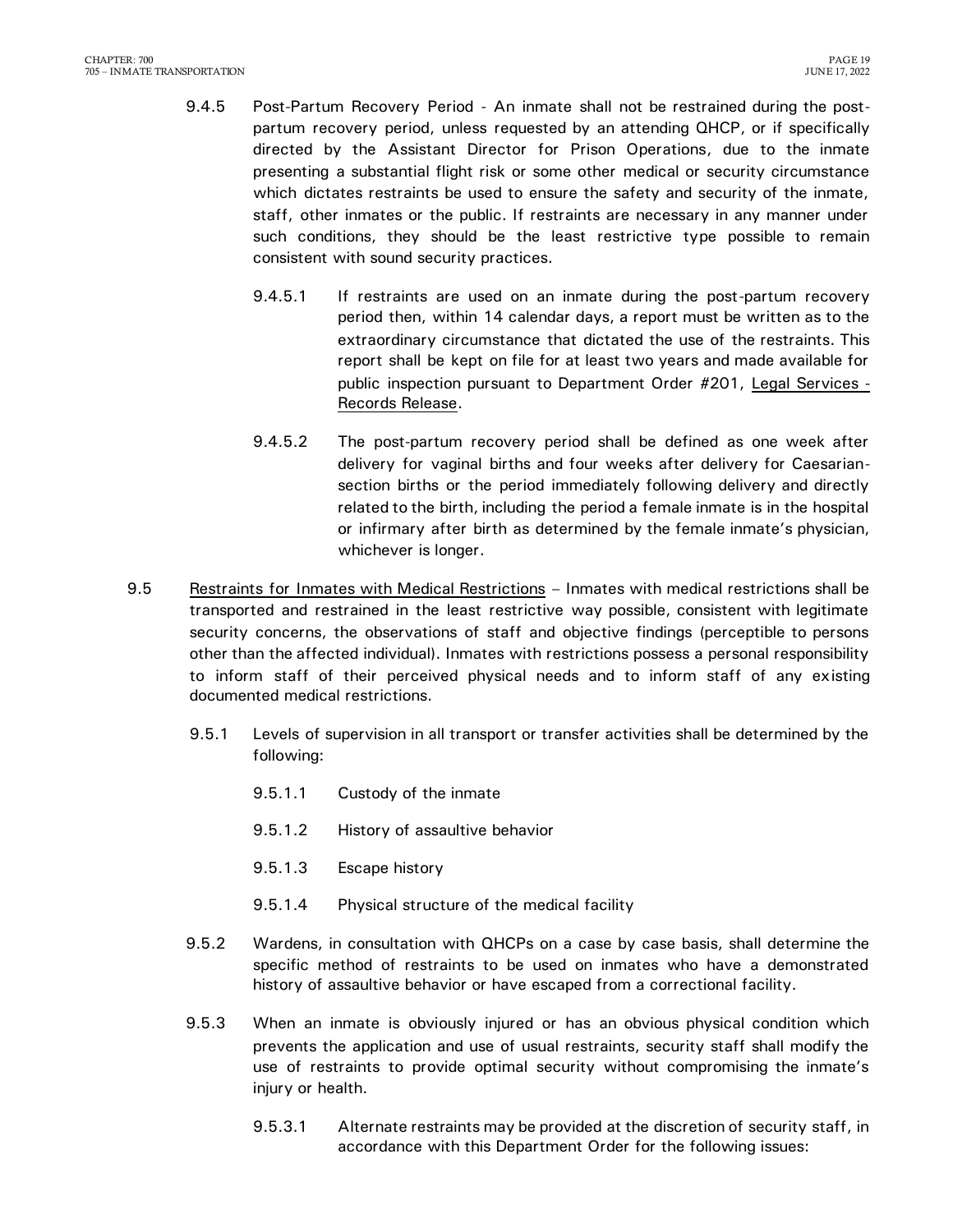9.4.5 Post-Partum Recovery Period - An inmate shall not be restrained during the post-partum recovery period, unless requested by an attending QHCP, or if specifically directed by the Assistant Director for Prison Operations, due to the inmate presenting a substantial flight risk or some other medical or security circumstance which dictates restraints be used to ensure the safety and security of the inmate, staff, other inmates or the public. If restraints are necessary in any manner under such conditions, they should be the least restrictive type possible to remain consistent with sound security practices.

9.4.5.1 If restraints are used on an inmate during the post-partum recovery period then, within 14 calendar days, a report must be written as to the extraordinary circumstance that dictated the use of the restraints. This report shall be kept on file for at least two years and made available for public inspection pursuant to Department Order #201, Legal Services - Records Release.

9.4.5.2 The post-partum recovery period shall be defined as one week after delivery for vaginal births and four weeks after delivery for Caesarian-section births or the period immediately following delivery and directly related to the birth, including the period a female inmate is in the hospital or infirmary after birth as determined by the female inmate's physician, whichever is longer.

9.5 Restraints for Inmates with Medical Restrictions – Inmates with medical restrictions shall be transported and restrained in the least restrictive way possible, consistent with legitimate security concerns, the observations of staff and objective findings (perceptible to persons other than the affected individual). Inmates with restrictions possess a personal responsibility to inform staff of their perceived physical needs and to inform staff of any existing documented medical restrictions.

9.5.1 Levels of supervision in all transport or transfer activities shall be determined by the following:

9.5.1.1 Custody of the inmate

9.5.1.2 History of assaultive behavior

9.5.1.3 Escape history

9.5.1.4 Physical structure of the medical facility

9.5.2 Wardens, in consultation with QHCPs on a case by case basis, shall determine the specific method of restraints to be used on inmates who have a demonstrated history of assaultive behavior or have escaped from a correctional facility.

9.5.3 When an inmate is obviously injured or has an obvious physical condition which prevents the application and use of usual restraints, security staff shall modify the use of restraints to provide optimal security without compromising the inmate's injury or health.

9.5.3.1 Alternate restraints may be provided at the discretion of security staff, in accordance with this Department Order for the following issues: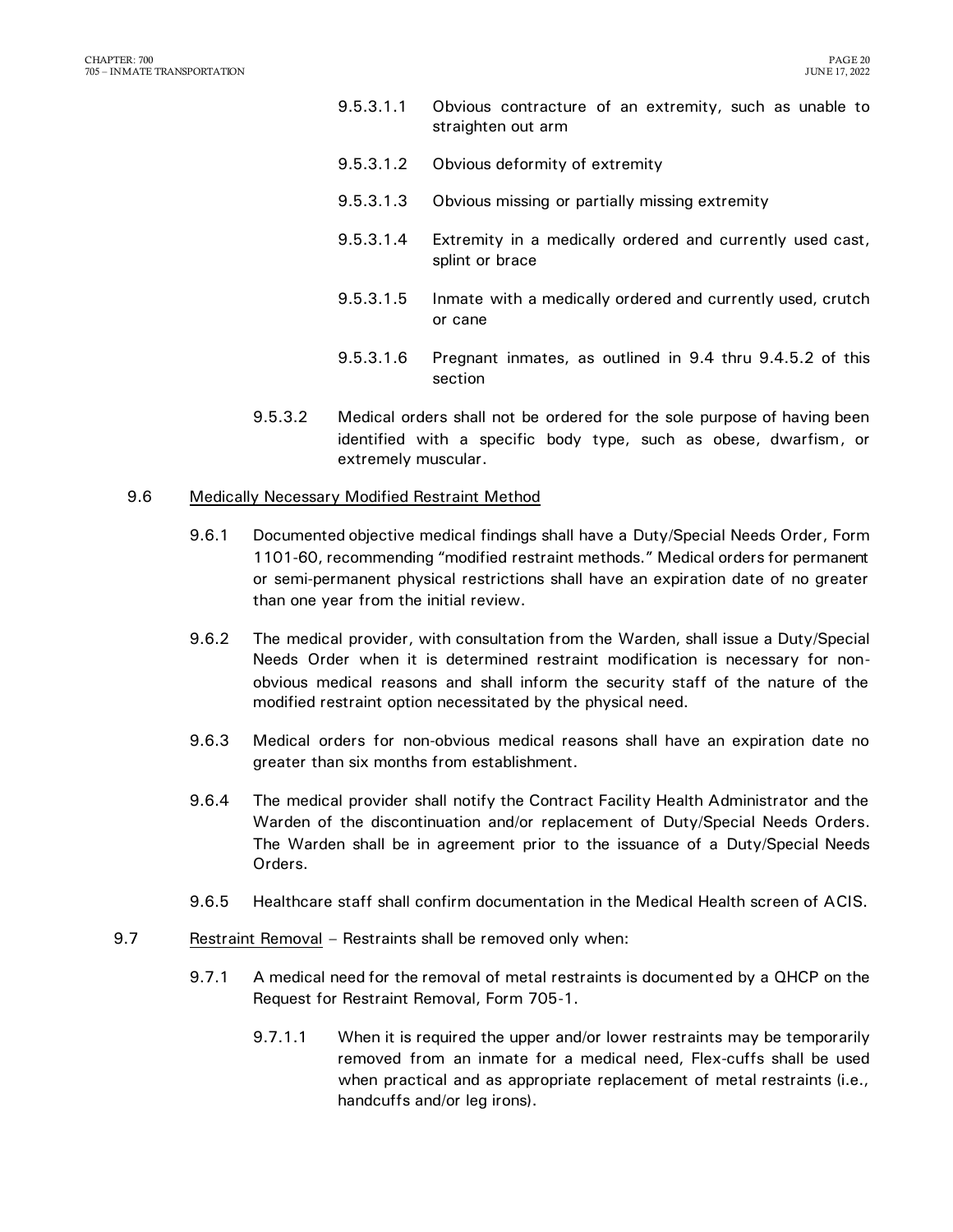9.5.3.1.1 Obvious contracture of an extremity, such as unable to straighten out arm

9.5.3.1.2 Obvious deformity of extremity

9.5.3.1.3 Obvious missing or partially missing extremity

9.5.3.1.4 Extremity in a medically ordered and currently used cast, splint or brace

9.5.3.1.5 Inmate with a medically ordered and currently used, crutch or cane

9.5.3.1.6 Pregnant inmates, as outlined in 9.4 thru 9.4.5.2 of this section

9.5.3.2 Medical orders shall not be ordered for the sole purpose of having been identified with a specific body type, such as obese, dwarfism, or extremely muscular.

9.6 Medically Necessary Modified Restraint Method

9.6.1 Documented objective medical findings shall have a Duty/Special Needs Order, Form 1101-60, recommending "modified restraint methods." Medical orders for permanent or semi-permanent physical restrictions shall have an expiration date of no greater than one year from the initial review.

9.6.2 The medical provider, with consultation from the Warden, shall issue a Duty/Special Needs Order when it is determined restraint modification is necessary for non-obvious medical reasons and shall inform the security staff of the nature of the modified restraint option necessitated by the physical need.

9.6.3 Medical orders for non-obvious medical reasons shall have an expiration date no greater than six months from establishment.

9.6.4 The medical provider shall notify the Contract Facility Health Administrator and the Warden of the discontinuation and/or replacement of Duty/Special Needs Orders. The Warden shall be in agreement prior to the issuance of a Duty/Special Needs Orders.

9.6.5 Healthcare staff shall confirm documentation in the Medical Health screen of ACIS.

9.7 Restraint Removal – Restraints shall be removed only when:

9.7.1 A medical need for the removal of metal restraints is documented by a QHCP on the Request for Restraint Removal, Form 705-1.

9.7.1.1 When it is required the upper and/or lower restraints may be temporarily removed from an inmate for a medical need, Flex-cuffs shall be used when practical and as appropriate replacement of metal restraints (i.e., handcuffs and/or leg irons).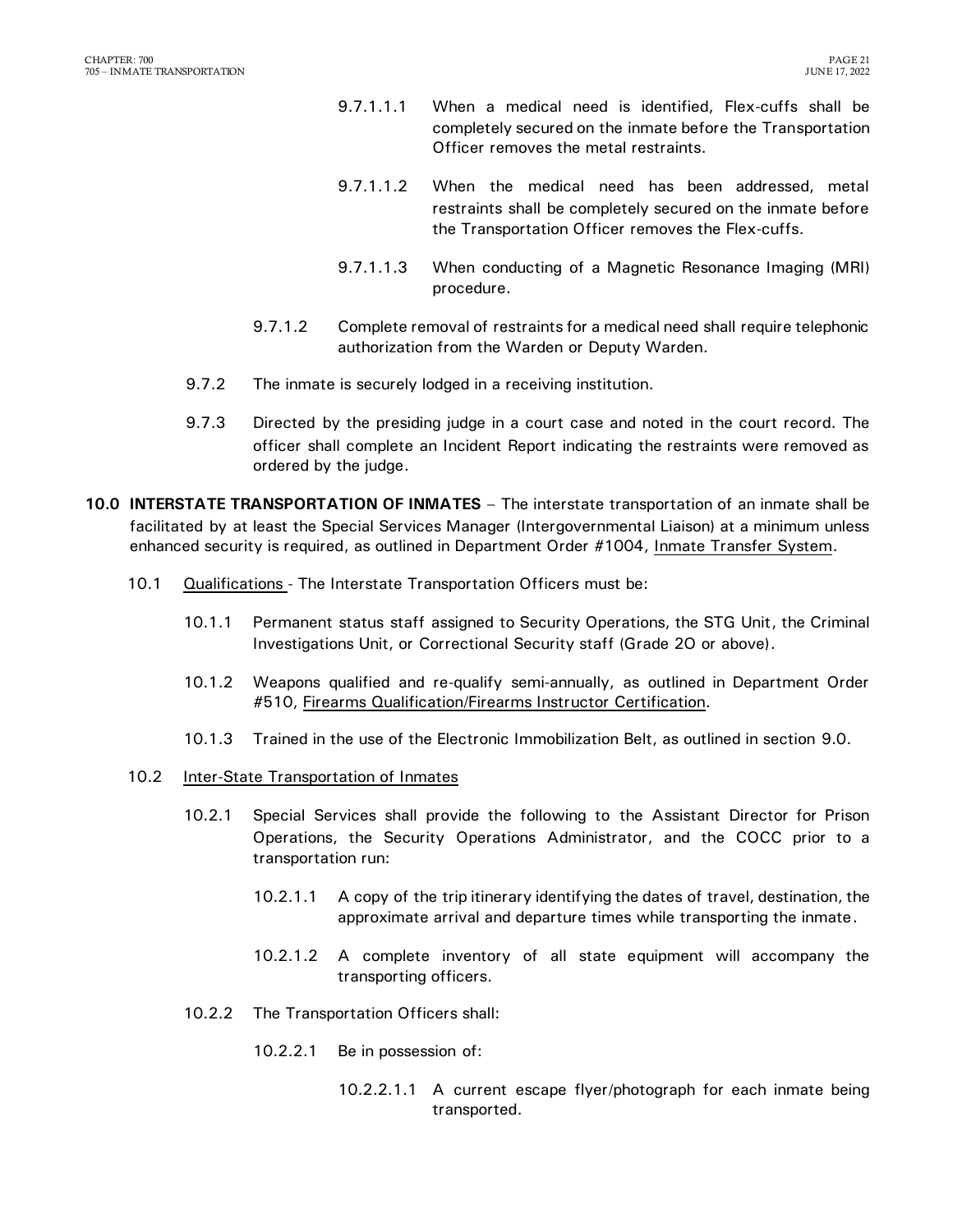9.7.1.1.1 When a medical need is identified, Flex-cuffs shall be completely secured on the inmate before the Transportation Officer removes the metal restraints.

9.7.1.1.2 When the medical need has been addressed, metal restraints shall be completely secured on the inmate before the Transportation Officer removes the Flex-cuffs.

9.7.1.1.3 When conducting of a Magnetic Resonance Imaging (MRI) procedure.

9.7.1.2 Complete removal of restraints for a medical need shall require telephonic authorization from the Warden or Deputy Warden.

9.7.2 The inmate is securely lodged in a receiving institution.

9.7.3 Directed by the presiding judge in a court case and noted in the court record. The officer shall complete an Incident Report indicating the restraints were removed as ordered by the judge.

**10.0 INTERSTATE TRANSPORTATION OF INMATES** – The interstate transportation of an inmate shall be facilitated by at least the Special Services Manager (Intergovernmental Liaison) at a minimum unless enhanced security is required, as outlined in Department Order #1004, Inmate Transfer System.

10.1 Qualifications - The Interstate Transportation Officers must be:

10.1.1 Permanent status staff assigned to Security Operations, the STG Unit, the Criminal Investigations Unit, or Correctional Security staff (Grade 20 or above).

10.1.2 Weapons qualified and re-qualify semi-annually, as outlined in Department Order #510, Firearms Qualification/Firearms Instructor Certification.

10.1.3 Trained in the use of the Electronic Immobilization Belt, as outlined in section 9.0.

10.2 Inter-State Transportation of Inmates

10.2.1 Special Services shall provide the following to the Assistant Director for Prison Operations, the Security Operations Administrator, and the COCC prior to a transportation run:

10.2.1.1 A copy of the trip itinerary identifying the dates of travel, destination, the approximate arrival and departure times while transporting the inmate.

10.2.1.2 A complete inventory of all state equipment will accompany the transporting officers.

10.2.2 The Transportation Officers shall:

10.2.2.1 Be in possession of:

10.2.2.1.1 A current escape flyer/photograph for each inmate being transported.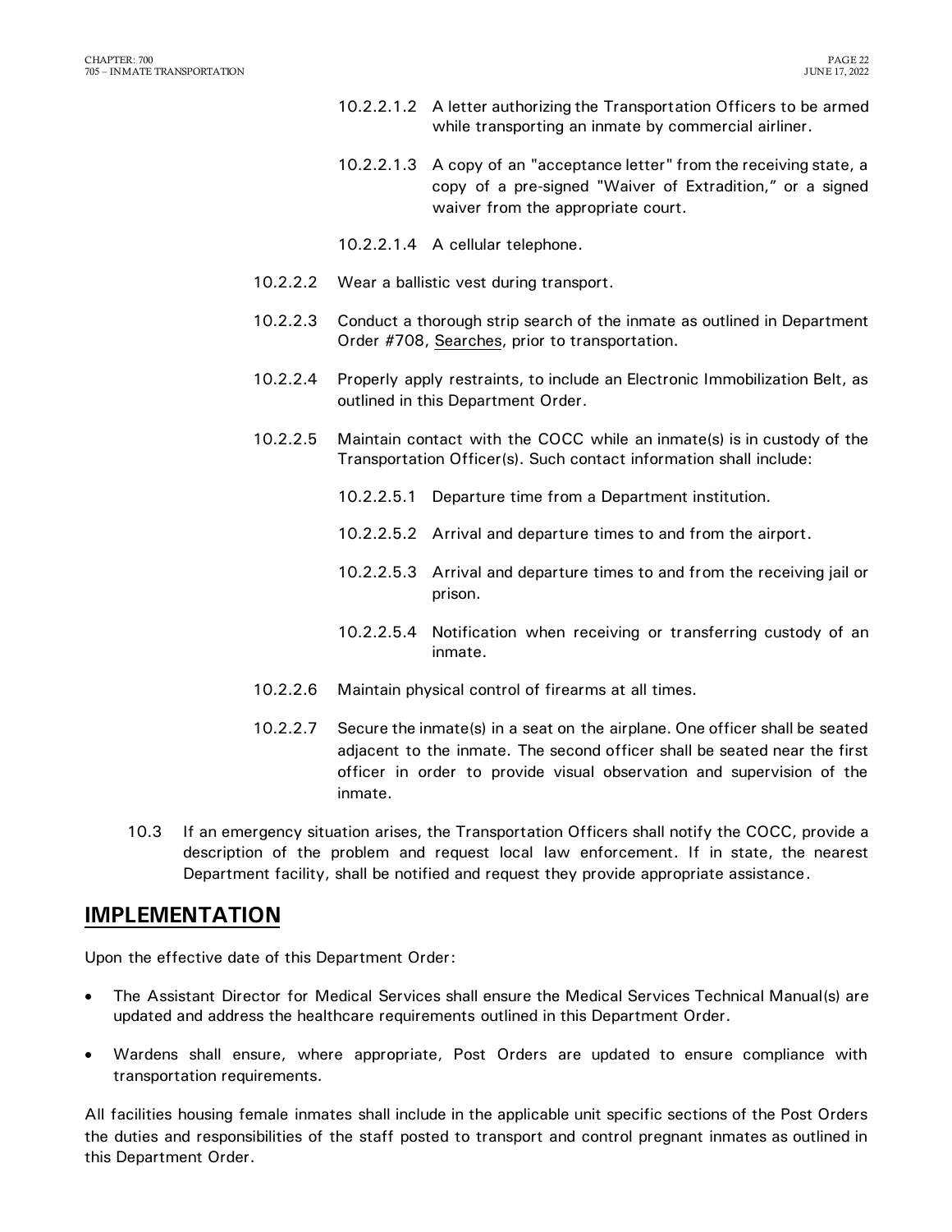10.2.2.1.2 A letter authorizing the Transportation Officers to be armed while transporting an inmate by commercial airliner.

10.2.2.1.3 A copy of an "acceptance letter" from the receiving state, a copy of a pre-signed "Waiver of Extradition," or a signed waiver from the appropriate court.

10.2.2.1.4 A cellular telephone.

10.2.2.2 Wear a ballistic vest during transport.

10.2.2.3 Conduct a thorough strip search of the inmate as outlined in Department Order #708, Searches, prior to transportation.

10.2.2.4 Properly apply restraints, to include an Electronic Immobilization Belt, as outlined in this Department Order.

10.2.2.5 Maintain contact with the COCC while an inmate(s) is in custody of the Transportation Officer(s). Such contact information shall include:

10.2.2.5.1 Departure time from a Department institution.

10.2.2.5.2 Arrival and departure times to and from the airport.

10.2.2.5.3 Arrival and departure times to and from the receiving jail or prison.

10.2.2.5.4 Notification when receiving or transferring custody of an inmate.

10.2.2.6 Maintain physical control of firearms at all times.

10.2.2.7 Secure the inmate(s) in a seat on the airplane. One officer shall be seated adjacent to the inmate. The second officer shall be seated near the first officer in order to provide visual observation and supervision of the inmate.

10.3 If an emergency situation arises, the Transportation Officers shall notify the COCC, provide a description of the problem and request local law enforcement. If in state, the nearest Department facility, shall be notified and request they provide appropriate assistance.

## IMPLEMENTATION

Upon the effective date of this Department Order:

- The Assistant Director for Medical Services shall ensure the Medical Services Technical Manual(s) are updated and address the healthcare requirements outlined in this Department Order.
- Wardens shall ensure, where appropriate, Post Orders are updated to ensure compliance with transportation requirements.

All facilities housing female inmates shall include in the applicable unit specific sections of the Post Orders the duties and responsibilities of the staff posted to transport and control pregnant inmates as outlined in this Department Order.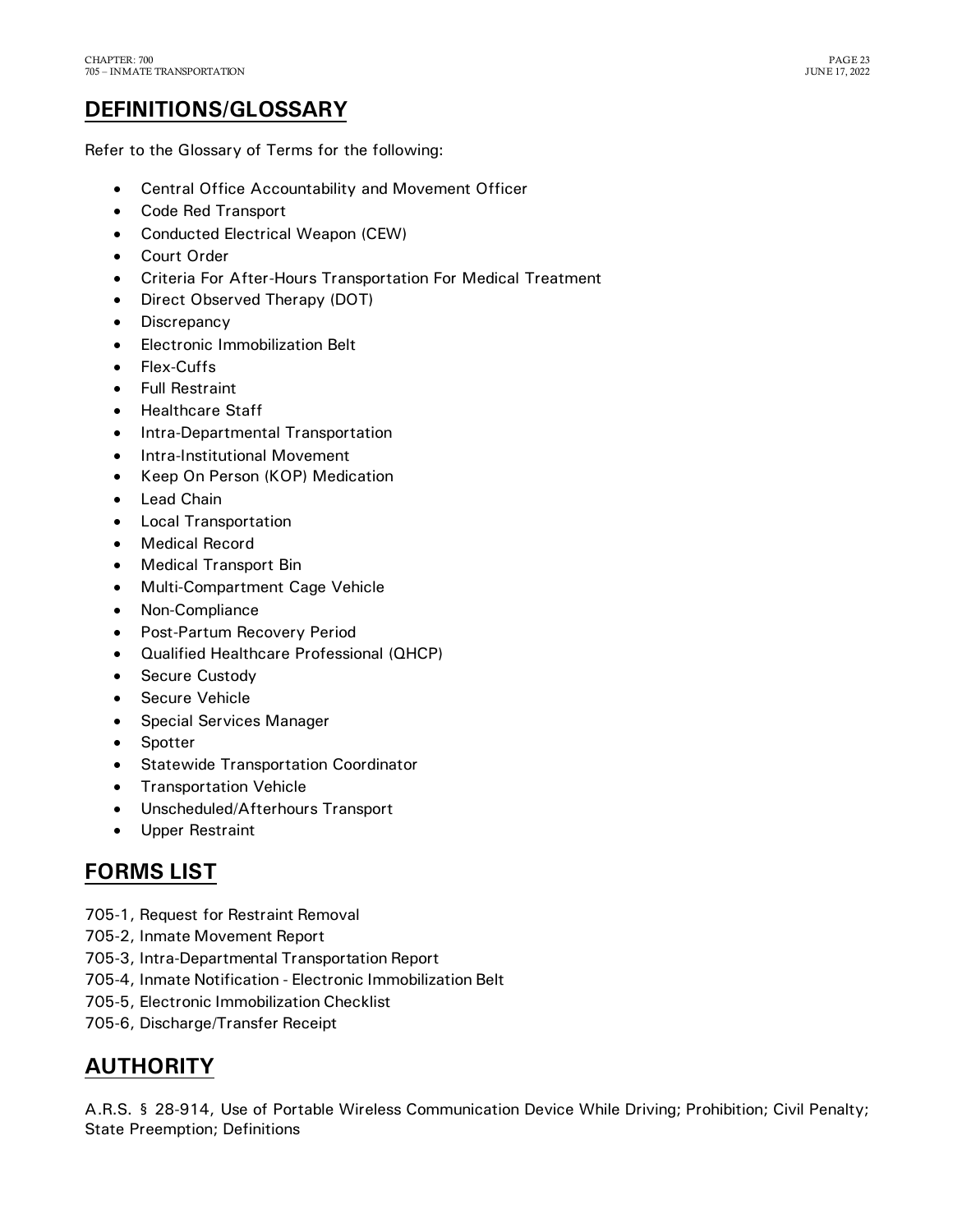## DEFINITIONS/GLOSSARY

Refer to the Glossary of Terms for the following:

- Central Office Accountability and Movement Officer
- Code Red Transport
- Conducted Electrical Weapon (CEW)
- Court Order
- Criteria For After-Hours Transportation For Medical Treatment
- Direct Observed Therapy (DOT)
- Discrepancy
- Electronic Immobilization Belt
- Flex-Cuffs
- Full Restraint
- Healthcare Staff
- Intra-Departmental Transportation
- Intra-Institutional Movement
- Keep On Person (KOP) Medication
- Lead Chain
- Local Transportation
- Medical Record
- Medical Transport Bin
- Multi-Compartment Cage Vehicle
- Non-Compliance
- Post-Partum Recovery Period
- Qualified Healthcare Professional (QHCP)
- Secure Custody
- Secure Vehicle
- Special Services Manager
- Spotter
- Statewide Transportation Coordinator
- Transportation Vehicle
- Unscheduled/Afterhours Transport
- Upper Restraint

## FORMS LIST

705-1, Request for Restraint Removal
705-2, Inmate Movement Report
705-3, Intra-Departmental Transportation Report
705-4, Inmate Notification - Electronic Immobilization Belt
705-5, Electronic Immobilization Checklist
705-6, Discharge/Transfer Receipt

## AUTHORITY

A.R.S. § 28-914, Use of Portable Wireless Communication Device While Driving; Prohibition; Civil Penalty; State Preemption; Definitions